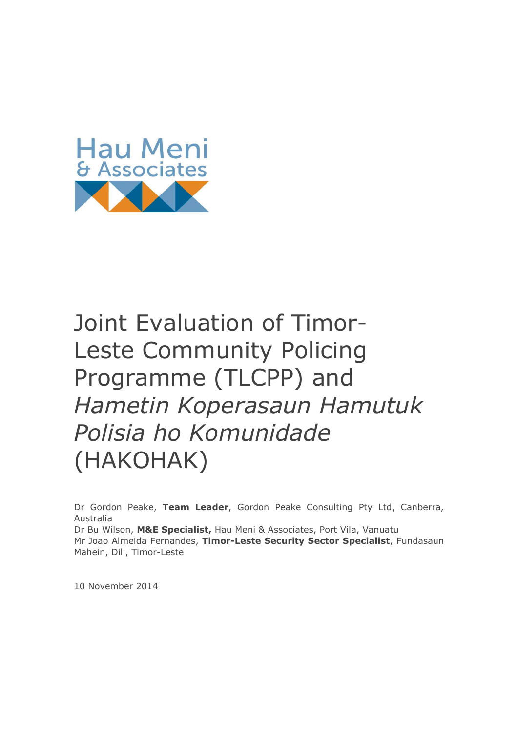Hau Meni
& Associates

# Joint Evaluation of Timor-Leste Community Policing Programme (TLCPP) and *Hametin Koperasaun Hamutuk Polisia ho Komunidade* (HAKOHAK)

Dr Gordon Peake, **Team Leader**, Gordon Peake Consulting Pty Ltd, Canberra, Australia
Dr Bu Wilson, **M&E Specialist,** Hau Meni & Associates, Port Vila, Vanuatu
Mr Joao Almeida Fernandes, **Timor-Leste Security Sector Specialist**, Fundasaun Mahein, Dili, Timor-Leste

10 November 2014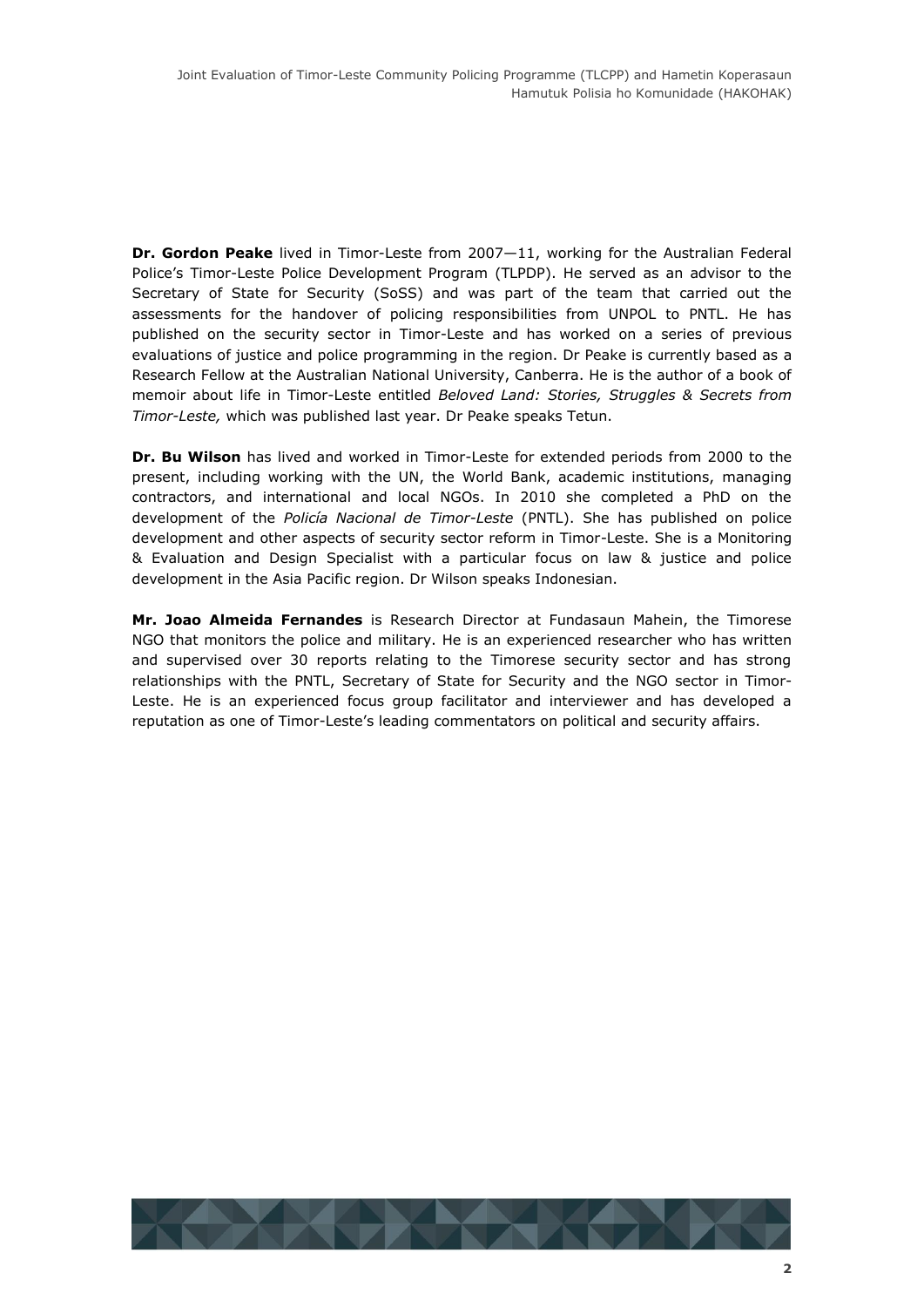**Dr. Gordon Peake** lived in Timor-Leste from 2007—11, working for the Australian Federal Police's Timor-Leste Police Development Program (TLPDP). He served as an advisor to the Secretary of State for Security (SoSS) and was part of the team that carried out the assessments for the handover of policing responsibilities from UNPOL to PNTL. He has published on the security sector in Timor-Leste and has worked on a series of previous evaluations of justice and police programming in the region. Dr Peake is currently based as a Research Fellow at the Australian National University, Canberra. He is the author of a book of memoir about life in Timor-Leste entitled *Beloved Land: Stories, Struggles & Secrets from Timor-Leste,* which was published last year. Dr Peake speaks Tetun.

**Dr. Bu Wilson** has lived and worked in Timor-Leste for extended periods from 2000 to the present, including working with the UN, the World Bank, academic institutions, managing contractors, and international and local NGOs. In 2010 she completed a PhD on the development of the *Policía Nacional de Timor-Leste* (PNTL). She has published on police development and other aspects of security sector reform in Timor-Leste. She is a Monitoring & Evaluation and Design Specialist with a particular focus on law & justice and police development in the Asia Pacific region. Dr Wilson speaks Indonesian.

**Mr. Joao Almeida Fernandes** is Research Director at Fundasaun Mahein, the Timorese NGO that monitors the police and military. He is an experienced researcher who has written and supervised over 30 reports relating to the Timorese security sector and has strong relationships with the PNTL, Secretary of State for Security and the NGO sector in Timor-Leste. He is an experienced focus group facilitator and interviewer and has developed a reputation as one of Timor-Leste's leading commentators on political and security affairs.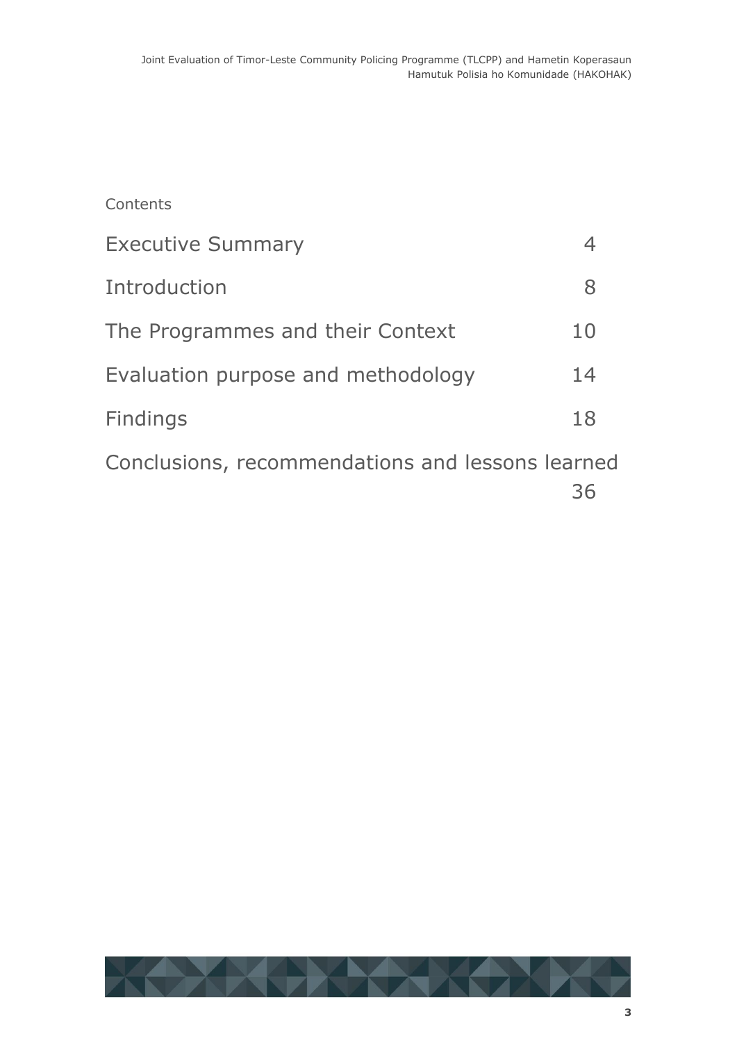Contents

| | |
|---|---|
| Executive Summary | 4 |
| Introduction | 8 |
| The Programmes and their Context | 10 |
| Evaluation purpose and methodology | 14 |
| Findings | 18 |
| Conclusions, recommendations and lessons learned | 36 |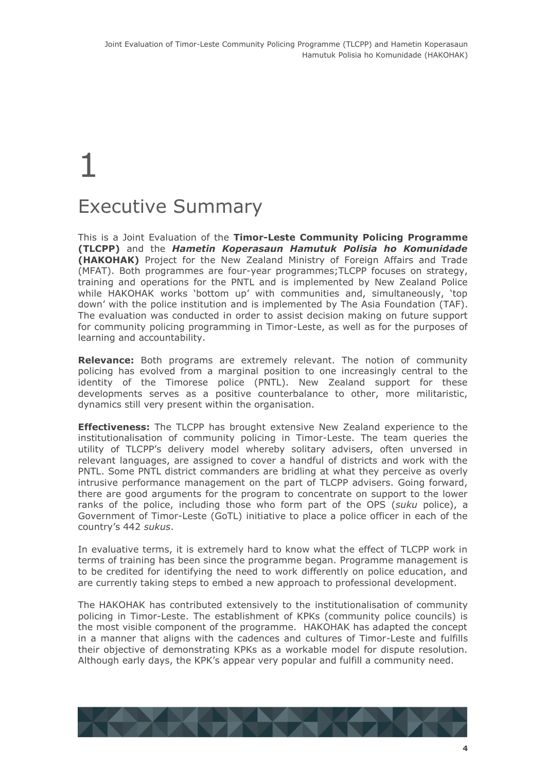# 1

# Executive Summary

This is a Joint Evaluation of the **Timor-Leste Community Policing Programme (TLCPP)** and the ***Hametin Koperasaun Hamutuk Polisia ho Komunidade* (HAKOHAK)** Project for the New Zealand Ministry of Foreign Affairs and Trade (MFAT). Both programmes are four-year programmes;TLCPP focuses on strategy, training and operations for the PNTL and is implemented by New Zealand Police while HAKOHAK works 'bottom up' with communities and, simultaneously, 'top down' with the police institution and is implemented by The Asia Foundation (TAF). The evaluation was conducted in order to assist decision making on future support for community policing programming in Timor-Leste, as well as for the purposes of learning and accountability.

**Relevance:** Both programs are extremely relevant. The notion of community policing has evolved from a marginal position to one increasingly central to the identity of the Timorese police (PNTL). New Zealand support for these developments serves as a positive counterbalance to other, more militaristic, dynamics still very present within the organisation.

**Effectiveness:** The TLCPP has brought extensive New Zealand experience to the institutionalisation of community policing in Timor-Leste. The team queries the utility of TLCPP's delivery model whereby solitary advisers, often unversed in relevant languages, are assigned to cover a handful of districts and work with the PNTL. Some PNTL district commanders are bridling at what they perceive as overly intrusive performance management on the part of TLCPP advisers. Going forward, there are good arguments for the program to concentrate on support to the lower ranks of the police, including those who form part of the OPS (*suku* police), a Government of Timor-Leste (GoTL) initiative to place a police officer in each of the country's 442 *sukus*.

In evaluative terms, it is extremely hard to know what the effect of TLCPP work in terms of training has been since the programme began. Programme management is to be credited for identifying the need to work differently on police education, and are currently taking steps to embed a new approach to professional development.

The HAKOHAK has contributed extensively to the institutionalisation of community policing in Timor-Leste. The establishment of KPKs (community police councils) is the most visible component of the programme. HAKOHAK has adapted the concept in a manner that aligns with the cadences and cultures of Timor-Leste and fulfills their objective of demonstrating KPKs as a workable model for dispute resolution. Although early days, the KPK's appear very popular and fulfill a community need.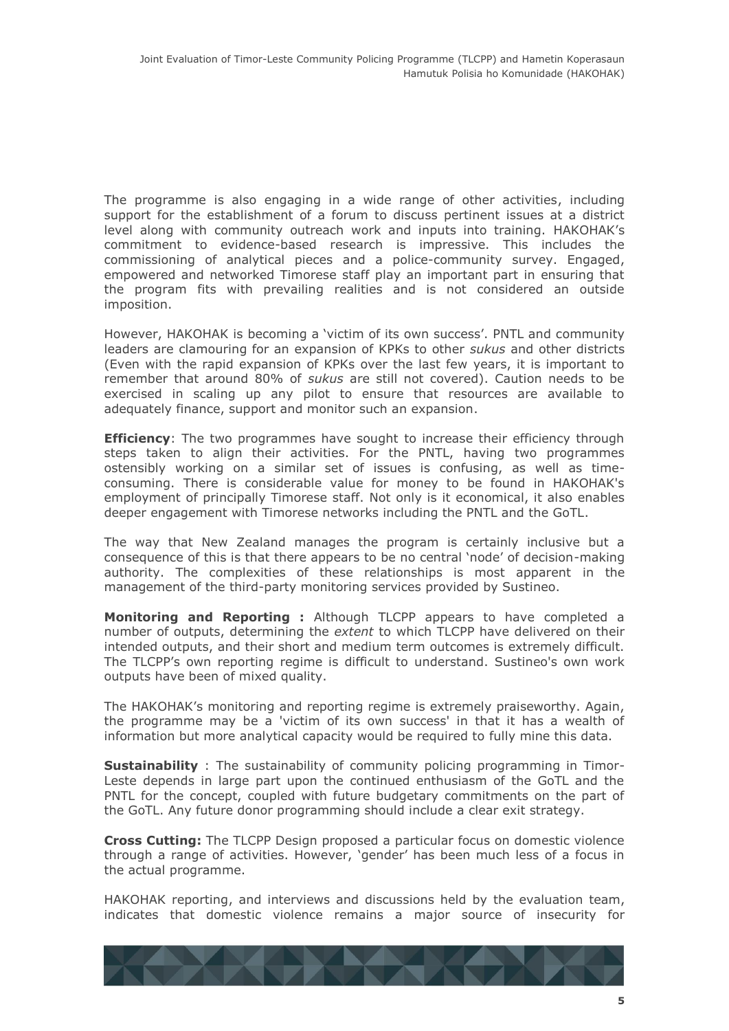The programme is also engaging in a wide range of other activities, including support for the establishment of a forum to discuss pertinent issues at a district level along with community outreach work and inputs into training. HAKOHAK's commitment to evidence-based research is impressive. This includes the commissioning of analytical pieces and a police-community survey. Engaged, empowered and networked Timorese staff play an important part in ensuring that the program fits with prevailing realities and is not considered an outside imposition.

However, HAKOHAK is becoming a 'victim of its own success'. PNTL and community leaders are clamouring for an expansion of KPKs to other *sukus* and other districts (Even with the rapid expansion of KPKs over the last few years, it is important to remember that around 80% of *sukus* are still not covered). Caution needs to be exercised in scaling up any pilot to ensure that resources are available to adequately finance, support and monitor such an expansion.

**Efficiency**: The two programmes have sought to increase their efficiency through steps taken to align their activities. For the PNTL, having two programmes ostensibly working on a similar set of issues is confusing, as well as time-consuming. There is considerable value for money to be found in HAKOHAK's employment of principally Timorese staff. Not only is it economical, it also enables deeper engagement with Timorese networks including the PNTL and the GoTL.

The way that New Zealand manages the program is certainly inclusive but a consequence of this is that there appears to be no central 'node' of decision-making authority. The complexities of these relationships is most apparent in the management of the third-party monitoring services provided by Sustineo.

**Monitoring and Reporting :** Although TLCPP appears to have completed a number of outputs, determining the *extent* to which TLCPP have delivered on their intended outputs, and their short and medium term outcomes is extremely difficult. The TLCPP's own reporting regime is difficult to understand. Sustineo's own work outputs have been of mixed quality.

The HAKOHAK's monitoring and reporting regime is extremely praiseworthy. Again, the programme may be a 'victim of its own success' in that it has a wealth of information but more analytical capacity would be required to fully mine this data.

**Sustainability** : The sustainability of community policing programming in Timor-Leste depends in large part upon the continued enthusiasm of the GoTL and the PNTL for the concept, coupled with future budgetary commitments on the part of the GoTL. Any future donor programming should include a clear exit strategy.

**Cross Cutting:** The TLCPP Design proposed a particular focus on domestic violence through a range of activities. However, 'gender' has been much less of a focus in the actual programme.

HAKOHAK reporting, and interviews and discussions held by the evaluation team, indicates that domestic violence remains a major source of insecurity for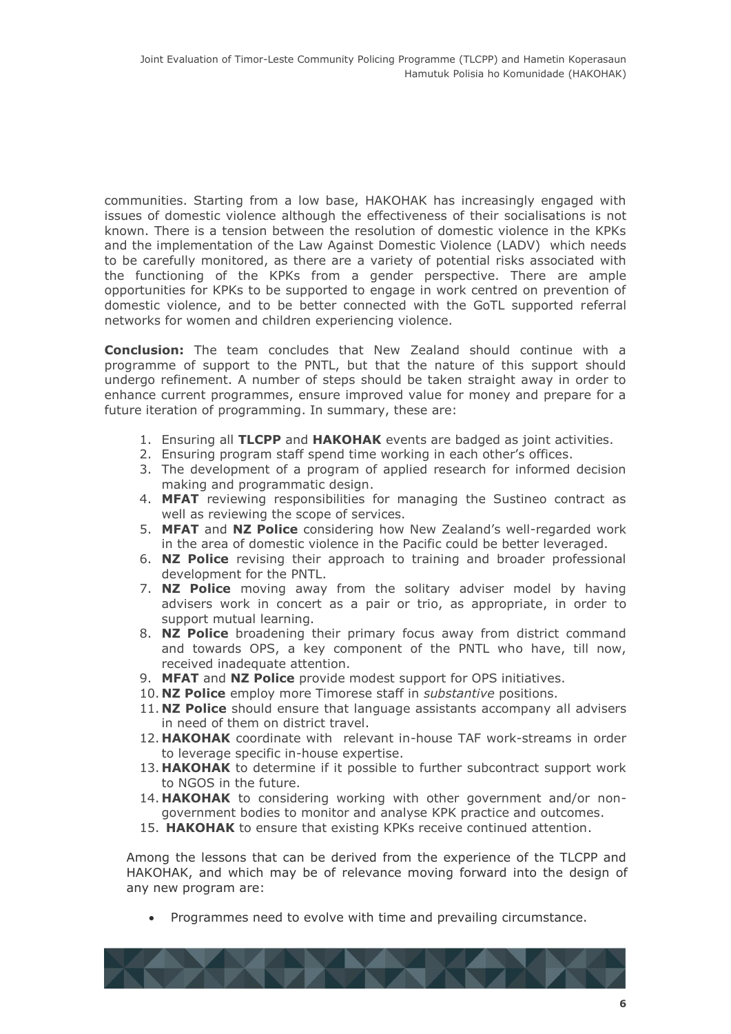communities. Starting from a low base, HAKOHAK has increasingly engaged with issues of domestic violence although the effectiveness of their socialisations is not known. There is a tension between the resolution of domestic violence in the KPKs and the implementation of the Law Against Domestic Violence (LADV) which needs to be carefully monitored, as there are a variety of potential risks associated with the functioning of the KPKs from a gender perspective. There are ample opportunities for KPKs to be supported to engage in work centred on prevention of domestic violence, and to be better connected with the GoTL supported referral networks for women and children experiencing violence.

**Conclusion:** The team concludes that New Zealand should continue with a programme of support to the PNTL, but that the nature of this support should undergo refinement. A number of steps should be taken straight away in order to enhance current programmes, ensure improved value for money and prepare for a future iteration of programming. In summary, these are:

1. Ensuring all **TLCPP** and **HAKOHAK** events are badged as joint activities.
2. Ensuring program staff spend time working in each other's offices.
3. The development of a program of applied research for informed decision making and programmatic design.
4. **MFAT** reviewing responsibilities for managing the Sustineo contract as well as reviewing the scope of services.
5. **MFAT** and **NZ Police** considering how New Zealand's well-regarded work in the area of domestic violence in the Pacific could be better leveraged.
6. **NZ Police** revising their approach to training and broader professional development for the PNTL.
7. **NZ Police** moving away from the solitary adviser model by having advisers work in concert as a pair or trio, as appropriate, in order to support mutual learning.
8. **NZ Police** broadening their primary focus away from district command and towards OPS, a key component of the PNTL who have, till now, received inadequate attention.
9. **MFAT** and **NZ Police** provide modest support for OPS initiatives.
10. **NZ Police** employ more Timorese staff in *substantive* positions.
11. **NZ Police** should ensure that language assistants accompany all advisers in need of them on district travel.
12. **HAKOHAK** coordinate with relevant in-house TAF work-streams in order to leverage specific in-house expertise.
13. **HAKOHAK** to determine if it possible to further subcontract support work to NGOS in the future.
14. **HAKOHAK** to considering working with other government and/or non-government bodies to monitor and analyse KPK practice and outcomes.
15. **HAKOHAK** to ensure that existing KPKs receive continued attention.

Among the lessons that can be derived from the experience of the TLCPP and HAKOHAK, and which may be of relevance moving forward into the design of any new program are:

- Programmes need to evolve with time and prevailing circumstance.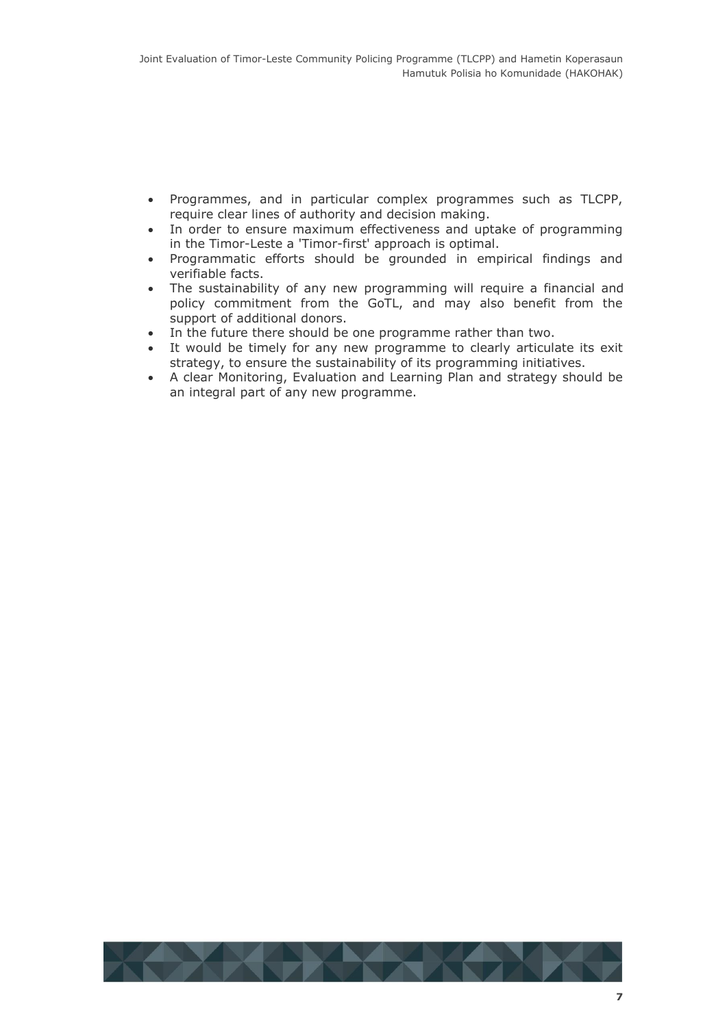- Programmes, and in particular complex programmes such as TLCPP, require clear lines of authority and decision making.
- In order to ensure maximum effectiveness and uptake of programming in the Timor-Leste a 'Timor-first' approach is optimal.
- Programmatic efforts should be grounded in empirical findings and verifiable facts.
- The sustainability of any new programming will require a financial and policy commitment from the GoTL, and may also benefit from the support of additional donors.
- In the future there should be one programme rather than two.
- It would be timely for any new programme to clearly articulate its exit strategy, to ensure the sustainability of its programming initiatives.
- A clear Monitoring, Evaluation and Learning Plan and strategy should be an integral part of any new programme.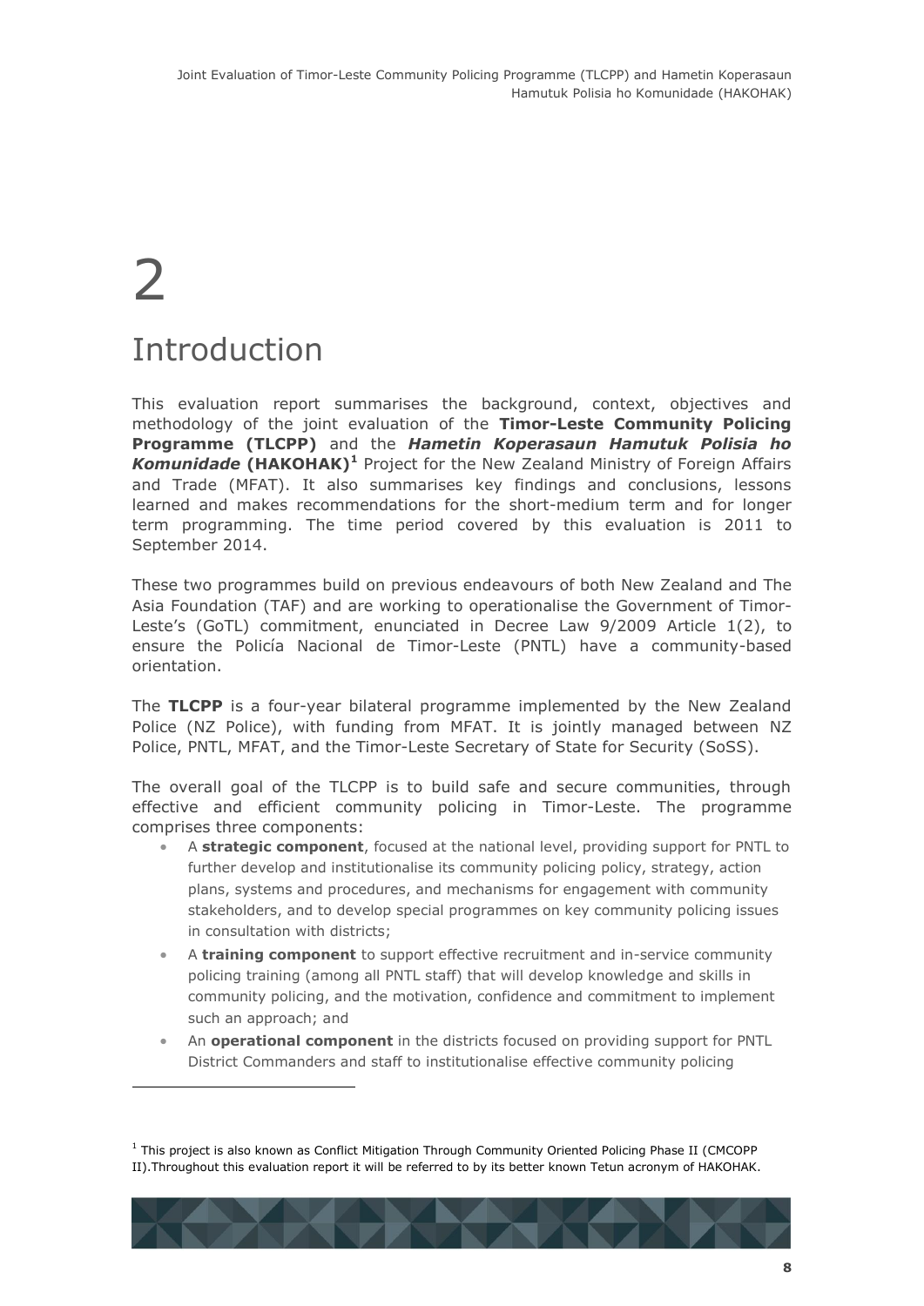# 2

# Introduction

This evaluation report summarises the background, context, objectives and methodology of the joint evaluation of the **Timor-Leste Community Policing Programme (TLCPP)** and the ***Hametin Koperasaun Hamutuk Polisia ho Komunidade*** **(HAKOHAK)**[1] Project for the New Zealand Ministry of Foreign Affairs and Trade (MFAT). It also summarises key findings and conclusions, lessons learned and makes recommendations for the short-medium term and for longer term programming. The time period covered by this evaluation is 2011 to September 2014.

These two programmes build on previous endeavours of both New Zealand and The Asia Foundation (TAF) and are working to operationalise the Government of Timor-Leste's (GoTL) commitment, enunciated in Decree Law 9/2009 Article 1(2), to ensure the Policía Nacional de Timor-Leste (PNTL) have a community-based orientation.

The **TLCPP** is a four-year bilateral programme implemented by the New Zealand Police (NZ Police), with funding from MFAT. It is jointly managed between NZ Police, PNTL, MFAT, and the Timor-Leste Secretary of State for Security (SoSS).

The overall goal of the TLCPP is to build safe and secure communities, through effective and efficient community policing in Timor-Leste. The programme comprises three components:

- A **strategic component**, focused at the national level, providing support for PNTL to further develop and institutionalise its community policing policy, strategy, action plans, systems and procedures, and mechanisms for engagement with community stakeholders, and to develop special programmes on key community policing issues in consultation with districts;
- A **training component** to support effective recruitment and in-service community policing training (among all PNTL staff) that will develop knowledge and skills in community policing, and the motivation, confidence and commitment to implement such an approach; and
- An **operational component** in the districts focused on providing support for PNTL District Commanders and staff to institutionalise effective community policing

[1] This project is also known as Conflict Mitigation Through Community Oriented Policing Phase II (CMCOPP II).Throughout this evaluation report it will be referred to by its better known Tetun acronym of HAKOHAK.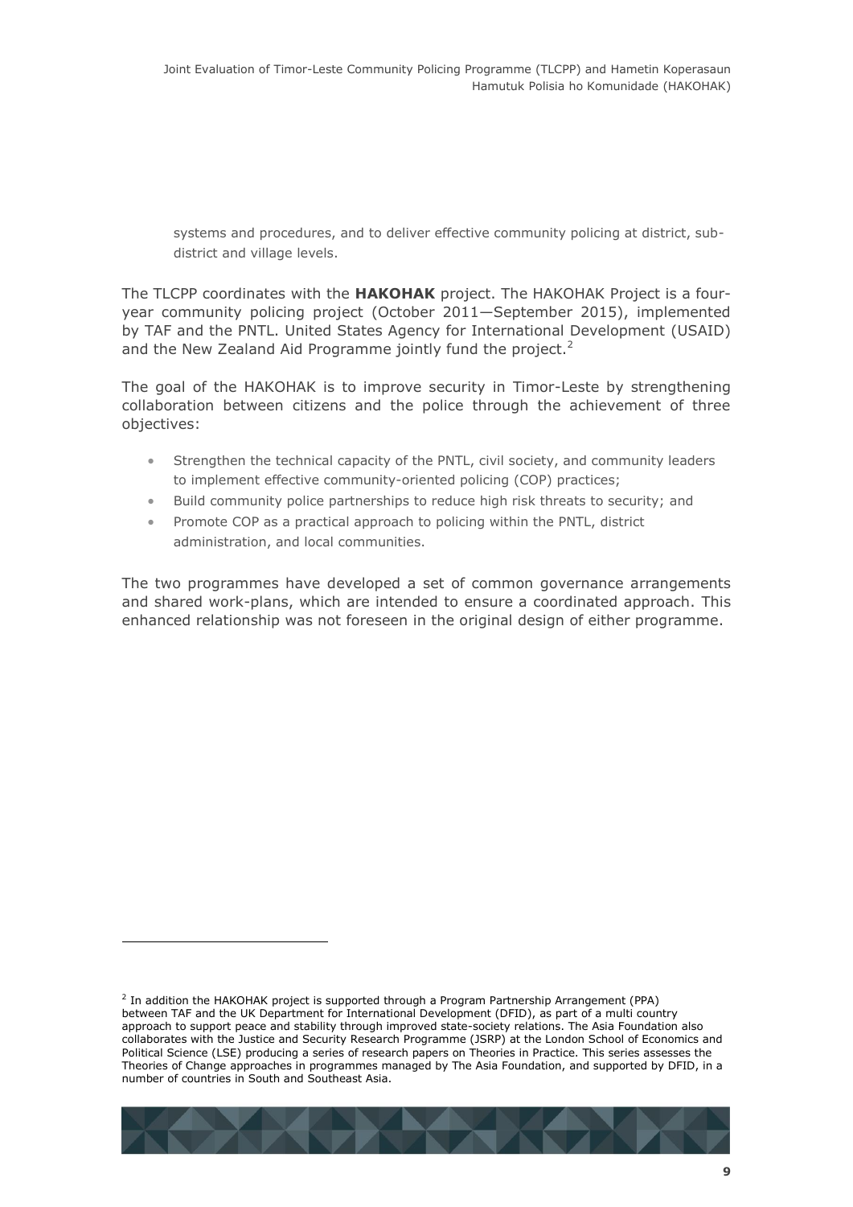systems and procedures, and to deliver effective community policing at district, sub-district and village levels.

The TLCPP coordinates with the **HAKOHAK** project. The HAKOHAK Project is a four-year community policing project (October 2011—September 2015), implemented by TAF and the PNTL. United States Agency for International Development (USAID) and the New Zealand Aid Programme jointly fund the project.[2]

The goal of the HAKOHAK is to improve security in Timor-Leste by strengthening collaboration between citizens and the police through the achievement of three objectives:

- Strengthen the technical capacity of the PNTL, civil society, and community leaders to implement effective community-oriented policing (COP) practices;
- Build community police partnerships to reduce high risk threats to security; and
- Promote COP as a practical approach to policing within the PNTL, district administration, and local communities.

The two programmes have developed a set of common governance arrangements and shared work-plans, which are intended to ensure a coordinated approach. This enhanced relationship was not foreseen in the original design of either programme.

[2] In addition the HAKOHAK project is supported through a Program Partnership Arrangement (PPA) between TAF and the UK Department for International Development (DFID), as part of a multi country approach to support peace and stability through improved state-society relations. The Asia Foundation also collaborates with the Justice and Security Research Programme (JSRP) at the London School of Economics and Political Science (LSE) producing a series of research papers on Theories in Practice. This series assesses the Theories of Change approaches in programmes managed by The Asia Foundation, and supported by DFID, in a number of countries in South and Southeast Asia.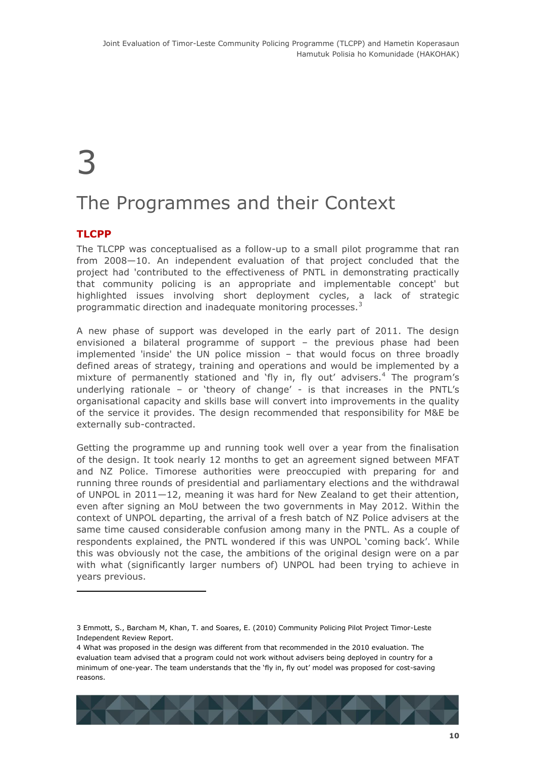# 3

# The Programmes and their Context

## TLCPP

The TLCPP was conceptualised as a follow-up to a small pilot programme that ran from 2008—10. An independent evaluation of that project concluded that the project had 'contributed to the effectiveness of PNTL in demonstrating practically that community policing is an appropriate and implementable concept' but highlighted issues involving short deployment cycles, a lack of strategic programmatic direction and inadequate monitoring processes.[3]

A new phase of support was developed in the early part of 2011. The design envisioned a bilateral programme of support – the previous phase had been implemented 'inside' the UN police mission – that would focus on three broadly defined areas of strategy, training and operations and would be implemented by a mixture of permanently stationed and 'fly in, fly out' advisers.[4] The program's underlying rationale – or 'theory of change' - is that increases in the PNTL's organisational capacity and skills base will convert into improvements in the quality of the service it provides. The design recommended that responsibility for M&E be externally sub-contracted.

Getting the programme up and running took well over a year from the finalisation of the design. It took nearly 12 months to get an agreement signed between MFAT and NZ Police. Timorese authorities were preoccupied with preparing for and running three rounds of presidential and parliamentary elections and the withdrawal of UNPOL in 2011—12, meaning it was hard for New Zealand to get their attention, even after signing an MoU between the two governments in May 2012. Within the context of UNPOL departing, the arrival of a fresh batch of NZ Police advisers at the same time caused considerable confusion among many in the PNTL. As a couple of respondents explained, the PNTL wondered if this was UNPOL 'coming back'. While this was obviously not the case, the ambitions of the original design were on a par with what (significantly larger numbers of) UNPOL had been trying to achieve in years previous.

---

3 Emmott, S., Barcham M, Khan, T. and Soares, E. (2010) Community Policing Pilot Project Timor-Leste Independent Review Report.

4 What was proposed in the design was different from that recommended in the 2010 evaluation. The evaluation team advised that a program could not work without advisers being deployed in country for a minimum of one-year. The team understands that the 'fly in, fly out' model was proposed for cost-saving reasons.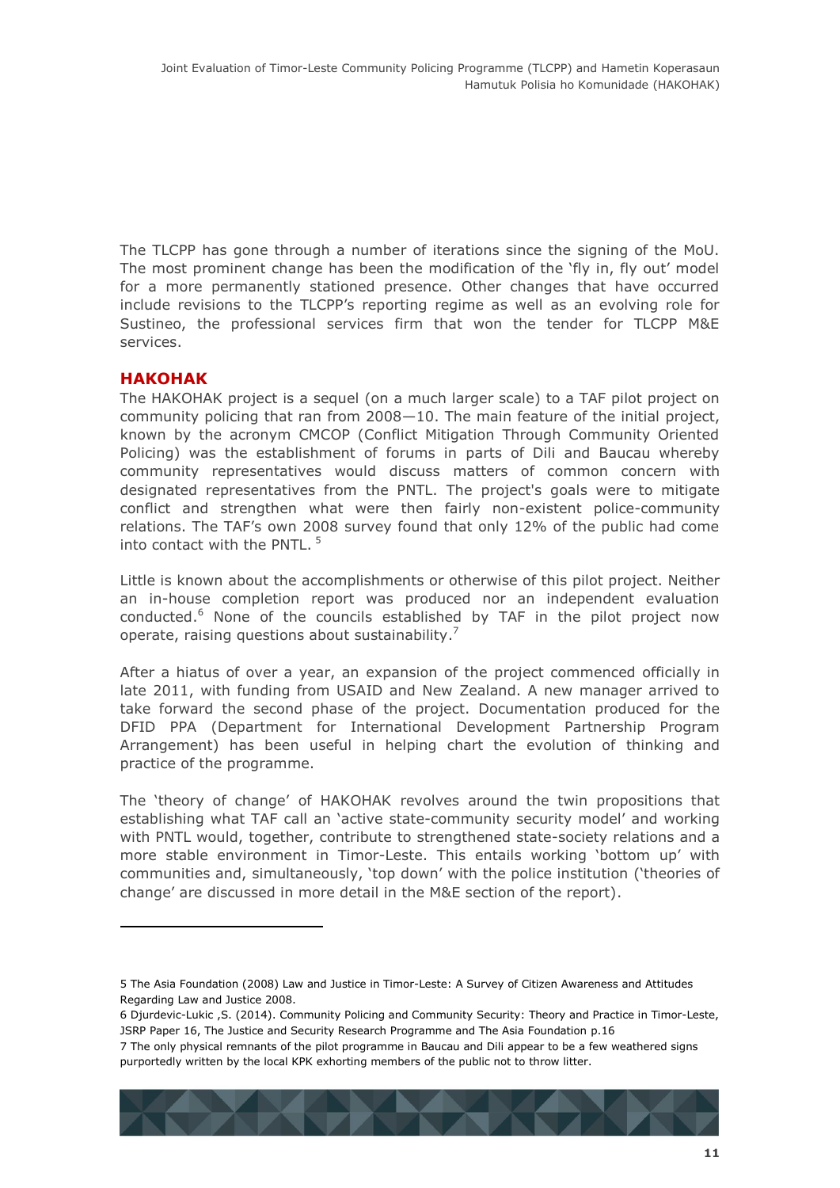The TLCPP has gone through a number of iterations since the signing of the MoU. The most prominent change has been the modification of the 'fly in, fly out' model for a more permanently stationed presence. Other changes that have occurred include revisions to the TLCPP's reporting regime as well as an evolving role for Sustineo, the professional services firm that won the tender for TLCPP M&E services.

## HAKOHAK

The HAKOHAK project is a sequel (on a much larger scale) to a TAF pilot project on community policing that ran from 2008—10. The main feature of the initial project, known by the acronym CMCOP (Conflict Mitigation Through Community Oriented Policing) was the establishment of forums in parts of Dili and Baucau whereby community representatives would discuss matters of common concern with designated representatives from the PNTL. The project's goals were to mitigate conflict and strengthen what were then fairly non-existent police-community relations. The TAF's own 2008 survey found that only 12% of the public had come into contact with the PNTL. [5]

Little is known about the accomplishments or otherwise of this pilot project. Neither an in-house completion report was produced nor an independent evaluation conducted.[6] None of the councils established by TAF in the pilot project now operate, raising questions about sustainability.[7]

After a hiatus of over a year, an expansion of the project commenced officially in late 2011, with funding from USAID and New Zealand. A new manager arrived to take forward the second phase of the project. Documentation produced for the DFID PPA (Department for International Development Partnership Program Arrangement) has been useful in helping chart the evolution of thinking and practice of the programme.

The 'theory of change' of HAKOHAK revolves around the twin propositions that establishing what TAF call an 'active state-community security model' and working with PNTL would, together, contribute to strengthened state-society relations and a more stable environment in Timor-Leste. This entails working 'bottom up' with communities and, simultaneously, 'top down' with the police institution ('theories of change' are discussed in more detail in the M&E section of the report).

---

5 The Asia Foundation (2008) Law and Justice in Timor-Leste: A Survey of Citizen Awareness and Attitudes Regarding Law and Justice 2008.

6 Djurdevic-Lukic ,S. (2014). Community Policing and Community Security: Theory and Practice in Timor-Leste, JSRP Paper 16, The Justice and Security Research Programme and The Asia Foundation p.16

7 The only physical remnants of the pilot programme in Baucau and Dili appear to be a few weathered signs purportedly written by the local KPK exhorting members of the public not to throw litter.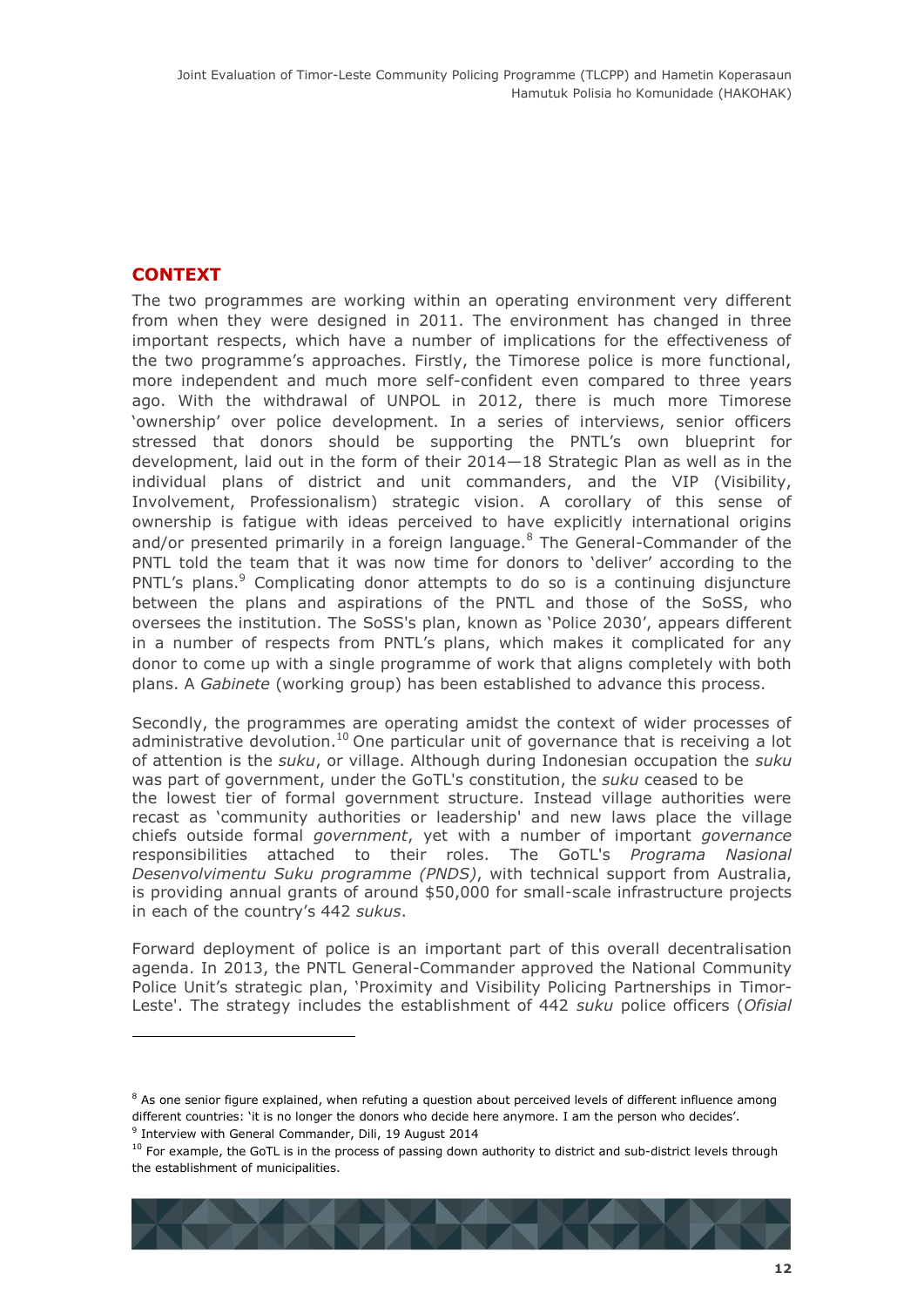## CONTEXT

The two programmes are working within an operating environment very different from when they were designed in 2011. The environment has changed in three important respects, which have a number of implications for the effectiveness of the two programme's approaches. Firstly, the Timorese police is more functional, more independent and much more self-confident even compared to three years ago. With the withdrawal of UNPOL in 2012, there is much more Timorese 'ownership' over police development. In a series of interviews, senior officers stressed that donors should be supporting the PNTL's own blueprint for development, laid out in the form of their 2014—18 Strategic Plan as well as in the individual plans of district and unit commanders, and the VIP (Visibility, Involvement, Professionalism) strategic vision. A corollary of this sense of ownership is fatigue with ideas perceived to have explicitly international origins and/or presented primarily in a foreign language.[8] The General-Commander of the PNTL told the team that it was now time for donors to 'deliver' according to the PNTL's plans.[9] Complicating donor attempts to do so is a continuing disjuncture between the plans and aspirations of the PNTL and those of the SoSS, who oversees the institution. The SoSS's plan, known as 'Police 2030', appears different in a number of respects from PNTL's plans, which makes it complicated for any donor to come up with a single programme of work that aligns completely with both plans. A *Gabinete* (working group) has been established to advance this process.

Secondly, the programmes are operating amidst the context of wider processes of administrative devolution.[10] One particular unit of governance that is receiving a lot of attention is the *suku*, or village. Although during Indonesian occupation the *suku* was part of government, under the GoTL's constitution, the *suku* ceased to be the lowest tier of formal government structure. Instead village authorities were recast as 'community authorities or leadership' and new laws place the village chiefs outside formal *government*, yet with a number of important *governance* responsibilities attached to their roles. The GoTL's *Programa Nasional Desenvolvimentu Suku programme (PNDS)*, with technical support from Australia, is providing annual grants of around \$50,000 for small-scale infrastructure projects in each of the country's 442 *sukus*.

Forward deployment of police is an important part of this overall decentralisation agenda. In 2013, the PNTL General-Commander approved the National Community Police Unit's strategic plan, 'Proximity and Visibility Policing Partnerships in Timor-Leste'. The strategy includes the establishment of 442 *suku* police officers (*Ofisial*

---

[8] As one senior figure explained, when refuting a question about perceived levels of different influence among different countries: 'it is no longer the donors who decide here anymore. I am the person who decides'.

[9] Interview with General Commander, Dili, 19 August 2014

[10] For example, the GoTL is in the process of passing down authority to district and sub-district levels through the establishment of municipalities.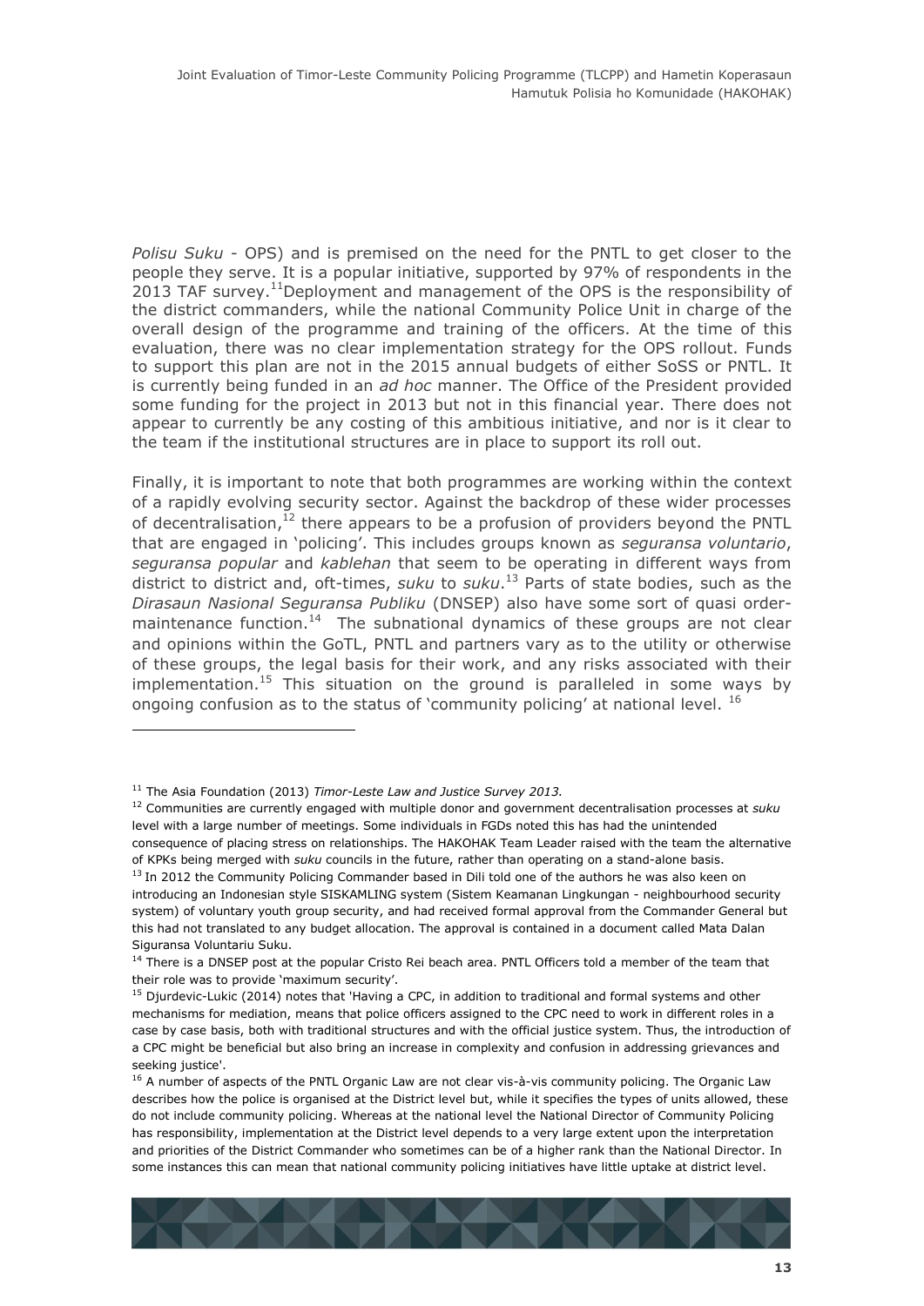*Polisu Suku* - OPS) and is premised on the need for the PNTL to get closer to the people they serve. It is a popular initiative, supported by 97% of respondents in the 2013 TAF survey.[11]Deployment and management of the OPS is the responsibility of the district commanders, while the national Community Police Unit in charge of the overall design of the programme and training of the officers. At the time of this evaluation, there was no clear implementation strategy for the OPS rollout. Funds to support this plan are not in the 2015 annual budgets of either SoSS or PNTL. It is currently being funded in an *ad hoc* manner. The Office of the President provided some funding for the project in 2013 but not in this financial year. There does not appear to currently be any costing of this ambitious initiative, and nor is it clear to the team if the institutional structures are in place to support its roll out.

Finally, it is important to note that both programmes are working within the context of a rapidly evolving security sector. Against the backdrop of these wider processes of decentralisation,[12] there appears to be a profusion of providers beyond the PNTL that are engaged in 'policing'. This includes groups known as *seguransa voluntario*, *seguransa popular* and *kablehan* that seem to be operating in different ways from district to district and, oft-times, *suku* to *suku*.[13] Parts of state bodies, such as the *Dirasaun Nasional Seguransa Publiku* (DNSEP) also have some sort of quasi order-maintenance function.[14] The subnational dynamics of these groups are not clear and opinions within the GoTL, PNTL and partners vary as to the utility or otherwise of these groups, the legal basis for their work, and any risks associated with their implementation.[15] This situation on the ground is paralleled in some ways by ongoing confusion as to the status of 'community policing' at national level. [16]

---

[11] The Asia Foundation (2013) *Timor-Leste Law and Justice Survey 2013.*

[12] Communities are currently engaged with multiple donor and government decentralisation processes at *suku* level with a large number of meetings. Some individuals in FGDs noted this has had the unintended consequence of placing stress on relationships. The HAKOHAK Team Leader raised with the team the alternative of KPKs being merged with *suku* councils in the future, rather than operating on a stand-alone basis.

[13] In 2012 the Community Policing Commander based in Dili told one of the authors he was also keen on introducing an Indonesian style SISKAMLING system (Sistem Keamanan Lingkungan - neighbourhood security system) of voluntary youth group security, and had received formal approval from the Commander General but this had not translated to any budget allocation. The approval is contained in a document called Mata Dalan Siguransa Voluntariu Suku.

[14] There is a DNSEP post at the popular Cristo Rei beach area. PNTL Officers told a member of the team that their role was to provide 'maximum security'.

[15] Djurdevic-Lukic (2014) notes that 'Having a CPC, in addition to traditional and formal systems and other mechanisms for mediation, means that police officers assigned to the CPC need to work in different roles in a case by case basis, both with traditional structures and with the official justice system. Thus, the introduction of a CPC might be beneficial but also bring an increase in complexity and confusion in addressing grievances and seeking justice'.

[16] A number of aspects of the PNTL Organic Law are not clear vis-à-vis community policing. The Organic Law describes how the police is organised at the District level but, while it specifies the types of units allowed, these do not include community policing. Whereas at the national level the National Director of Community Policing has responsibility, implementation at the District level depends to a very large extent upon the interpretation and priorities of the District Commander who sometimes can be of a higher rank than the National Director. In some instances this can mean that national community policing initiatives have little uptake at district level.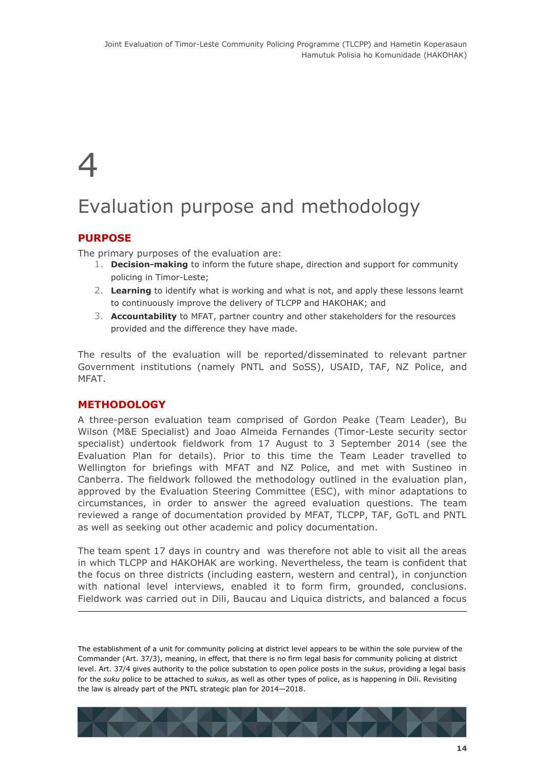# 4

# Evaluation purpose and methodology

## PURPOSE

The primary purposes of the evaluation are:

1. **Decision-making** to inform the future shape, direction and support for community policing in Timor-Leste;
2. **Learning** to identify what is working and what is not, and apply these lessons learnt to continuously improve the delivery of TLCPP and HAKOHAK; and
3. **Accountability** to MFAT, partner country and other stakeholders for the resources provided and the difference they have made.

The results of the evaluation will be reported/disseminated to relevant partner Government institutions (namely PNTL and SoSS), USAID, TAF, NZ Police, and MFAT.

## METHODOLOGY

A three-person evaluation team comprised of Gordon Peake (Team Leader), Bu Wilson (M&E Specialist) and Joao Almeida Fernandes (Timor-Leste security sector specialist) undertook fieldwork from 17 August to 3 September 2014 (see the Evaluation Plan for details). Prior to this time the Team Leader travelled to Wellington for briefings with MFAT and NZ Police, and met with Sustineo in Canberra. The fieldwork followed the methodology outlined in the evaluation plan, approved by the Evaluation Steering Committee (ESC), with minor adaptations to circumstances, in order to answer the agreed evaluation questions. The team reviewed a range of documentation provided by MFAT, TLCPP, TAF, GoTL and PNTL as well as seeking out other academic and policy documentation.

The team spent 17 days in country and was therefore not able to visit all the areas in which TLCPP and HAKOHAK are working. Nevertheless, the team is confident that the focus on three districts (including eastern, western and central), in conjunction with national level interviews, enabled it to form firm, grounded, conclusions. Fieldwork was carried out in Dili, Baucau and Liquica districts, and balanced a focus

---

The establishment of a unit for community policing at district level appears to be within the sole purview of the Commander (Art. 37/3), meaning, in effect, that there is no firm legal basis for community policing at district level. Art. 37/4 gives authority to the police substation to open police posts in the *sukus*, providing a legal basis for the *suku* police to be attached to *sukus*, as well as other types of police, as is happening in Dili. Revisiting the law is already part of the PNTL strategic plan for 2014—2018.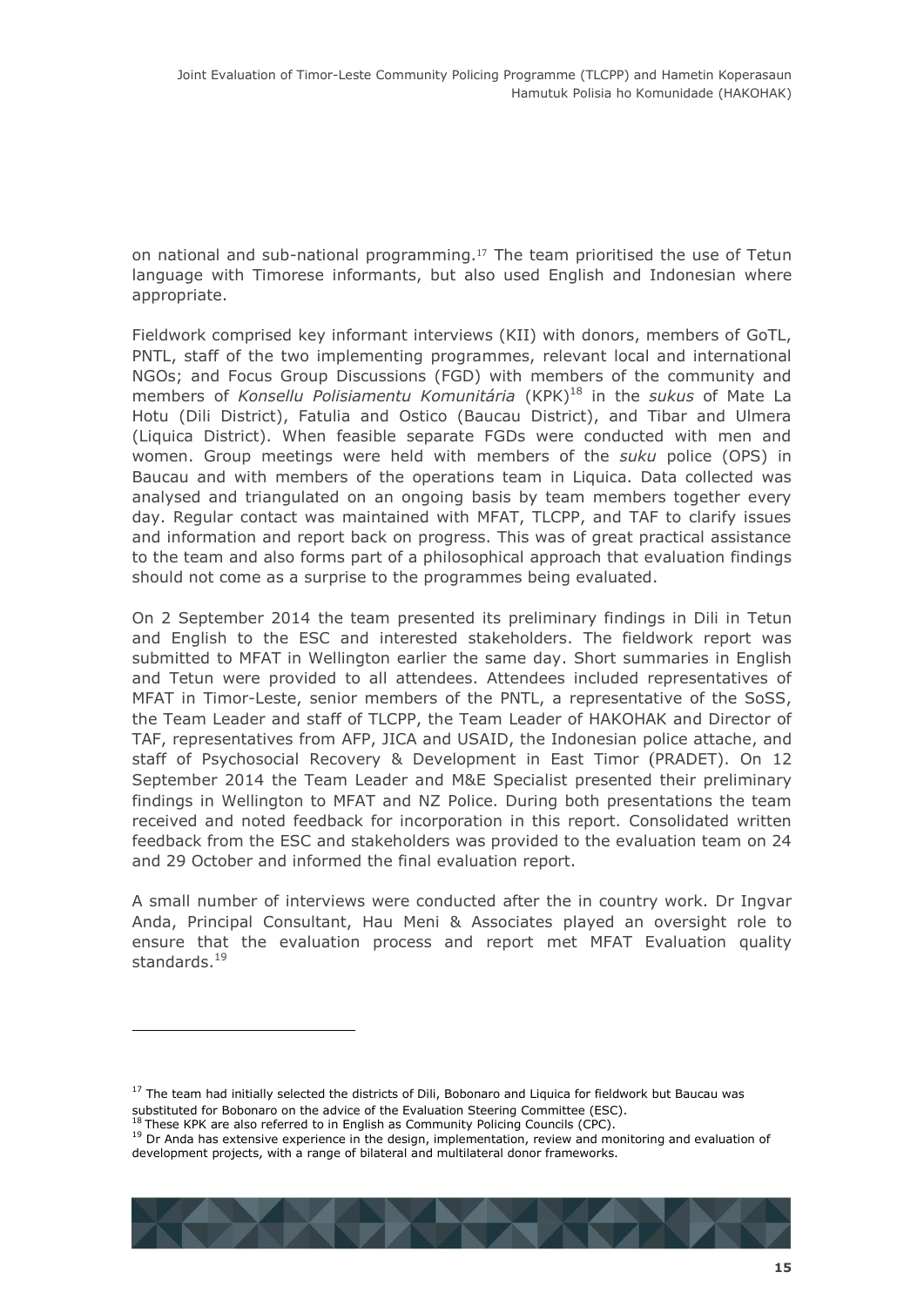on national and sub-national programming.[17] The team prioritised the use of Tetun language with Timorese informants, but also used English and Indonesian where appropriate.

Fieldwork comprised key informant interviews (KII) with donors, members of GoTL, PNTL, staff of the two implementing programmes, relevant local and international NGOs; and Focus Group Discussions (FGD) with members of the community and members of *Konsellu Polisiamentu Komunitária* (KPK)[18] in the *sukus* of Mate La Hotu (Dili District), Fatulia and Ostico (Baucau District), and Tibar and Ulmera (Liquica District). When feasible separate FGDs were conducted with men and women. Group meetings were held with members of the *suku* police (OPS) in Baucau and with members of the operations team in Liquica. Data collected was analysed and triangulated on an ongoing basis by team members together every day. Regular contact was maintained with MFAT, TLCPP, and TAF to clarify issues and information and report back on progress. This was of great practical assistance to the team and also forms part of a philosophical approach that evaluation findings should not come as a surprise to the programmes being evaluated.

On 2 September 2014 the team presented its preliminary findings in Dili in Tetun and English to the ESC and interested stakeholders. The fieldwork report was submitted to MFAT in Wellington earlier the same day. Short summaries in English and Tetun were provided to all attendees. Attendees included representatives of MFAT in Timor-Leste, senior members of the PNTL, a representative of the SoSS, the Team Leader and staff of TLCPP, the Team Leader of HAKOHAK and Director of TAF, representatives from AFP, JICA and USAID, the Indonesian police attache, and staff of Psychosocial Recovery & Development in East Timor (PRADET). On 12 September 2014 the Team Leader and M&E Specialist presented their preliminary findings in Wellington to MFAT and NZ Police. During both presentations the team received and noted feedback for incorporation in this report. Consolidated written feedback from the ESC and stakeholders was provided to the evaluation team on 24 and 29 October and informed the final evaluation report.

A small number of interviews were conducted after the in country work. Dr Ingvar Anda, Principal Consultant, Hau Meni & Associates played an oversight role to ensure that the evaluation process and report met MFAT Evaluation quality standards.[19]

---

[17] The team had initially selected the districts of Dili, Bobonaro and Liquica for fieldwork but Baucau was substituted for Bobonaro on the advice of the Evaluation Steering Committee (ESC).

[18] These KPK are also referred to in English as Community Policing Councils (CPC).

[19] Dr Anda has extensive experience in the design, implementation, review and monitoring and evaluation of development projects, with a range of bilateral and multilateral donor frameworks.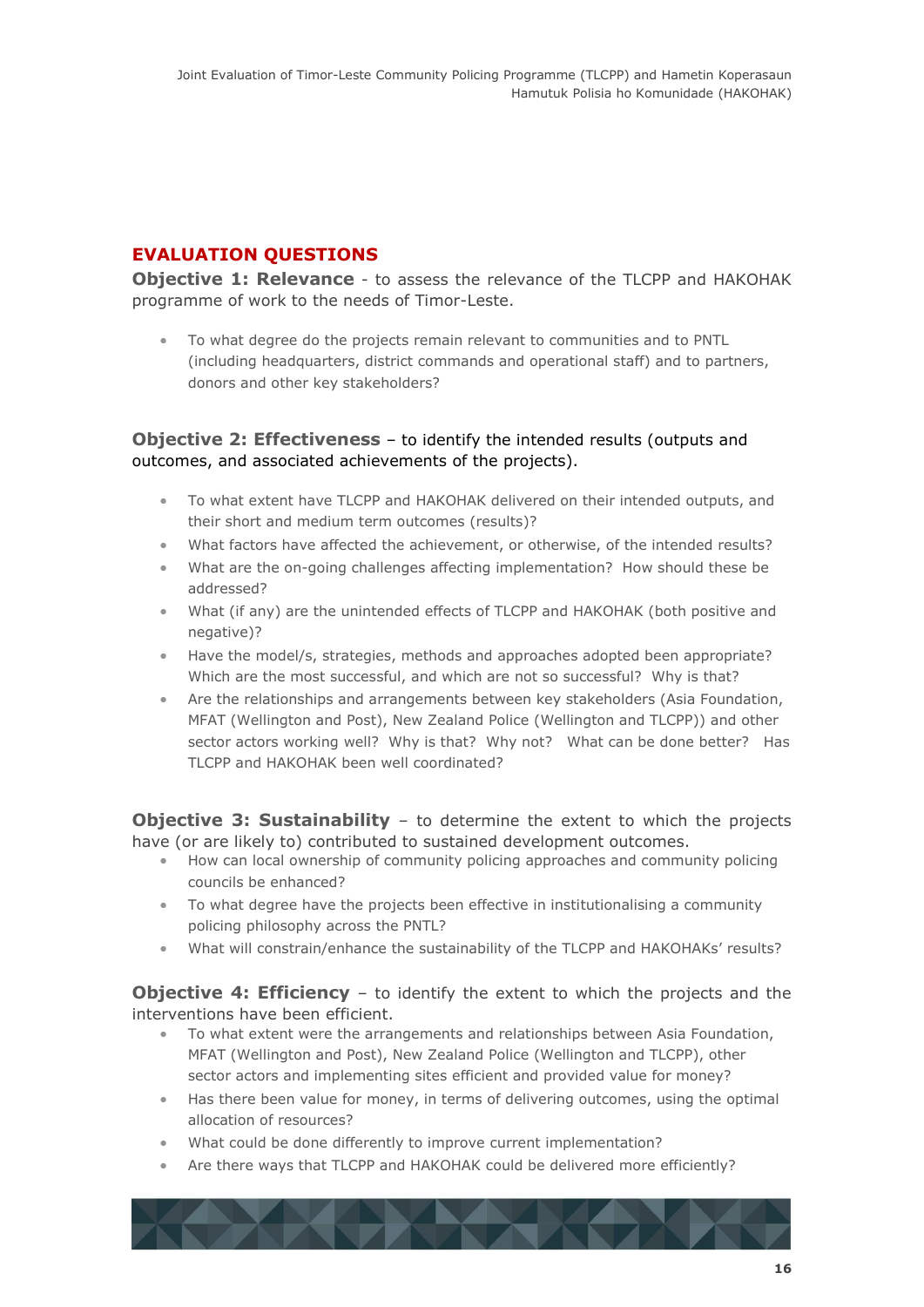## EVALUATION QUESTIONS

**Objective 1: Relevance** - to assess the relevance of the TLCPP and HAKOHAK programme of work to the needs of Timor-Leste.

- To what degree do the projects remain relevant to communities and to PNTL (including headquarters, district commands and operational staff) and to partners, donors and other key stakeholders?

**Objective 2: Effectiveness** – to identify the intended results (outputs and outcomes, and associated achievements of the projects).

- To what extent have TLCPP and HAKOHAK delivered on their intended outputs, and their short and medium term outcomes (results)?
- What factors have affected the achievement, or otherwise, of the intended results?
- What are the on-going challenges affecting implementation? How should these be addressed?
- What (if any) are the unintended effects of TLCPP and HAKOHAK (both positive and negative)?
- Have the model/s, strategies, methods and approaches adopted been appropriate? Which are the most successful, and which are not so successful? Why is that?
- Are the relationships and arrangements between key stakeholders (Asia Foundation, MFAT (Wellington and Post), New Zealand Police (Wellington and TLCPP)) and other sector actors working well? Why is that? Why not? What can be done better? Has TLCPP and HAKOHAK been well coordinated?

**Objective 3: Sustainability** – to determine the extent to which the projects have (or are likely to) contributed to sustained development outcomes.

- How can local ownership of community policing approaches and community policing councils be enhanced?
- To what degree have the projects been effective in institutionalising a community policing philosophy across the PNTL?
- What will constrain/enhance the sustainability of the TLCPP and HAKOHAKs' results?

**Objective 4: Efficiency** – to identify the extent to which the projects and the interventions have been efficient.

- To what extent were the arrangements and relationships between Asia Foundation, MFAT (Wellington and Post), New Zealand Police (Wellington and TLCPP), other sector actors and implementing sites efficient and provided value for money?
- Has there been value for money, in terms of delivering outcomes, using the optimal allocation of resources?
- What could be done differently to improve current implementation?
- Are there ways that TLCPP and HAKOHAK could be delivered more efficiently?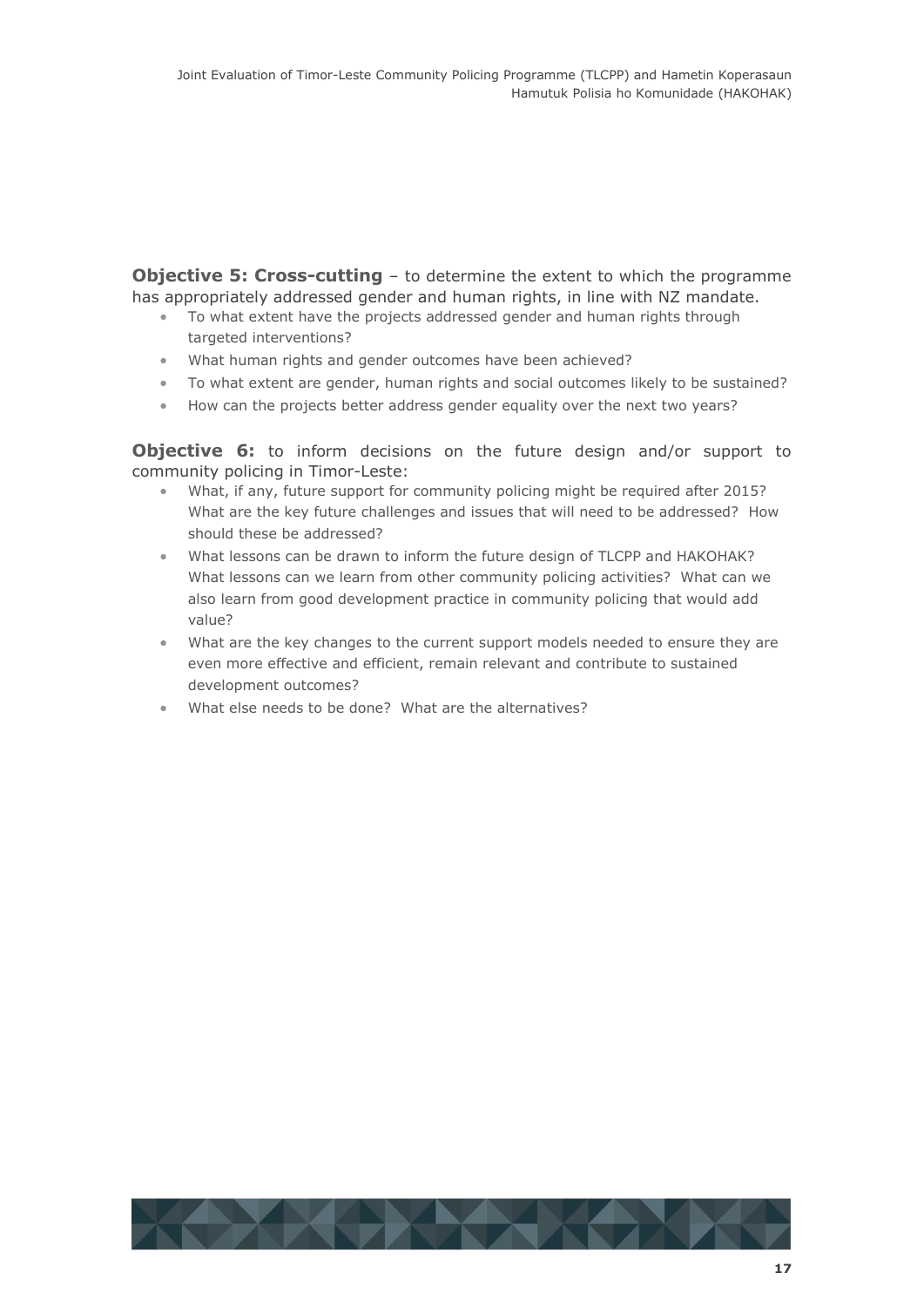**Objective 5: Cross-cutting** – to determine the extent to which the programme has appropriately addressed gender and human rights, in line with NZ mandate.

- To what extent have the projects addressed gender and human rights through targeted interventions?
- What human rights and gender outcomes have been achieved?
- To what extent are gender, human rights and social outcomes likely to be sustained?
- How can the projects better address gender equality over the next two years?

**Objective 6:** to inform decisions on the future design and/or support to community policing in Timor-Leste:

- What, if any, future support for community policing might be required after 2015? What are the key future challenges and issues that will need to be addressed? How should these be addressed?
- What lessons can be drawn to inform the future design of TLCPP and HAKOHAK? What lessons can we learn from other community policing activities? What can we also learn from good development practice in community policing that would add value?
- What are the key changes to the current support models needed to ensure they are even more effective and efficient, remain relevant and contribute to sustained development outcomes?
- What else needs to be done? What are the alternatives?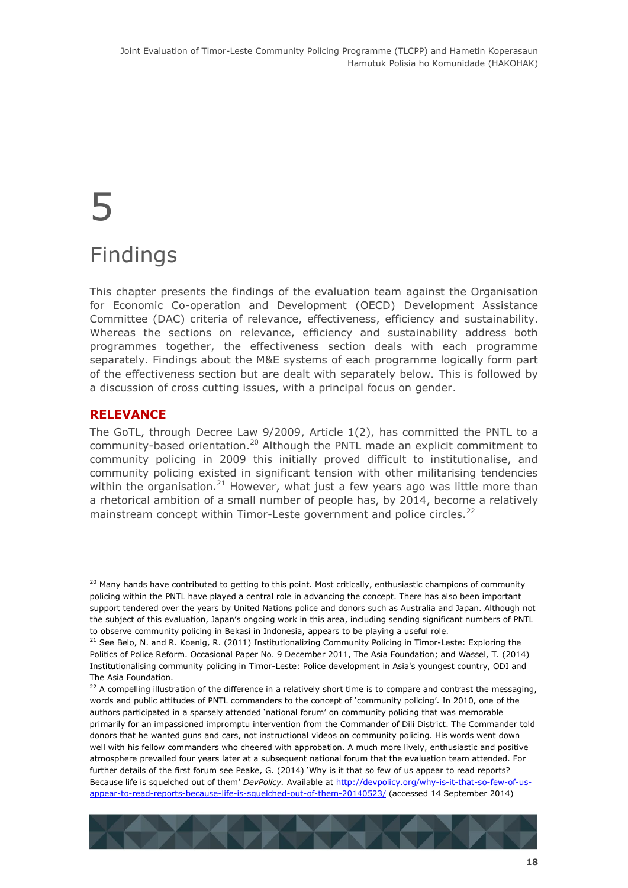# 5

# Findings

This chapter presents the findings of the evaluation team against the Organisation for Economic Co-operation and Development (OECD) Development Assistance Committee (DAC) criteria of relevance, effectiveness, efficiency and sustainability. Whereas the sections on relevance, efficiency and sustainability address both programmes together, the effectiveness section deals with each programme separately. Findings about the M&E systems of each programme logically form part of the effectiveness section but are dealt with separately below. This is followed by a discussion of cross cutting issues, with a principal focus on gender.

## RELEVANCE

The GoTL, through Decree Law 9/2009, Article 1(2), has committed the PNTL to a community-based orientation.[20] Although the PNTL made an explicit commitment to community policing in 2009 this initially proved difficult to institutionalise, and community policing existed in significant tension with other militarising tendencies within the organisation.[21] However, what just a few years ago was little more than a rhetorical ambition of a small number of people has, by 2014, become a relatively mainstream concept within Timor-Leste government and police circles.[22]

---

[20] Many hands have contributed to getting to this point. Most critically, enthusiastic champions of community policing within the PNTL have played a central role in advancing the concept. There has also been important support tendered over the years by United Nations police and donors such as Australia and Japan. Although not the subject of this evaluation, Japan's ongoing work in this area, including sending significant numbers of PNTL to observe community policing in Bekasi in Indonesia, appears to be playing a useful role.

[21] See Belo, N. and R. Koenig, R. (2011) Institutionalizing Community Policing in Timor-Leste: Exploring the Politics of Police Reform. Occasional Paper No. 9 December 2011, The Asia Foundation; and Wassel, T. (2014) Institutionalising community policing in Timor-Leste: Police development in Asia's youngest country, ODI and The Asia Foundation.

[22] A compelling illustration of the difference in a relatively short time is to compare and contrast the messaging, words and public attitudes of PNTL commanders to the concept of 'community policing'. In 2010, one of the authors participated in a sparsely attended 'national forum' on community policing that was memorable primarily for an impassioned impromptu intervention from the Commander of Dili District. The Commander told donors that he wanted guns and cars, not instructional videos on community policing. His words went down well with his fellow commanders who cheered with approbation. A much more lively, enthusiastic and positive atmosphere prevailed four years later at a subsequent national forum that the evaluation team attended. For further details of the first forum see Peake, G. (2014) 'Why is it that so few of us appear to read reports? Because life is squelched out of them' *DevPolicy.* Available at http://devpolicy.org/why-is-it-that-so-few-of-us-appear-to-read-reports-because-life-is-squelched-out-of-them-20140523/ (accessed 14 September 2014)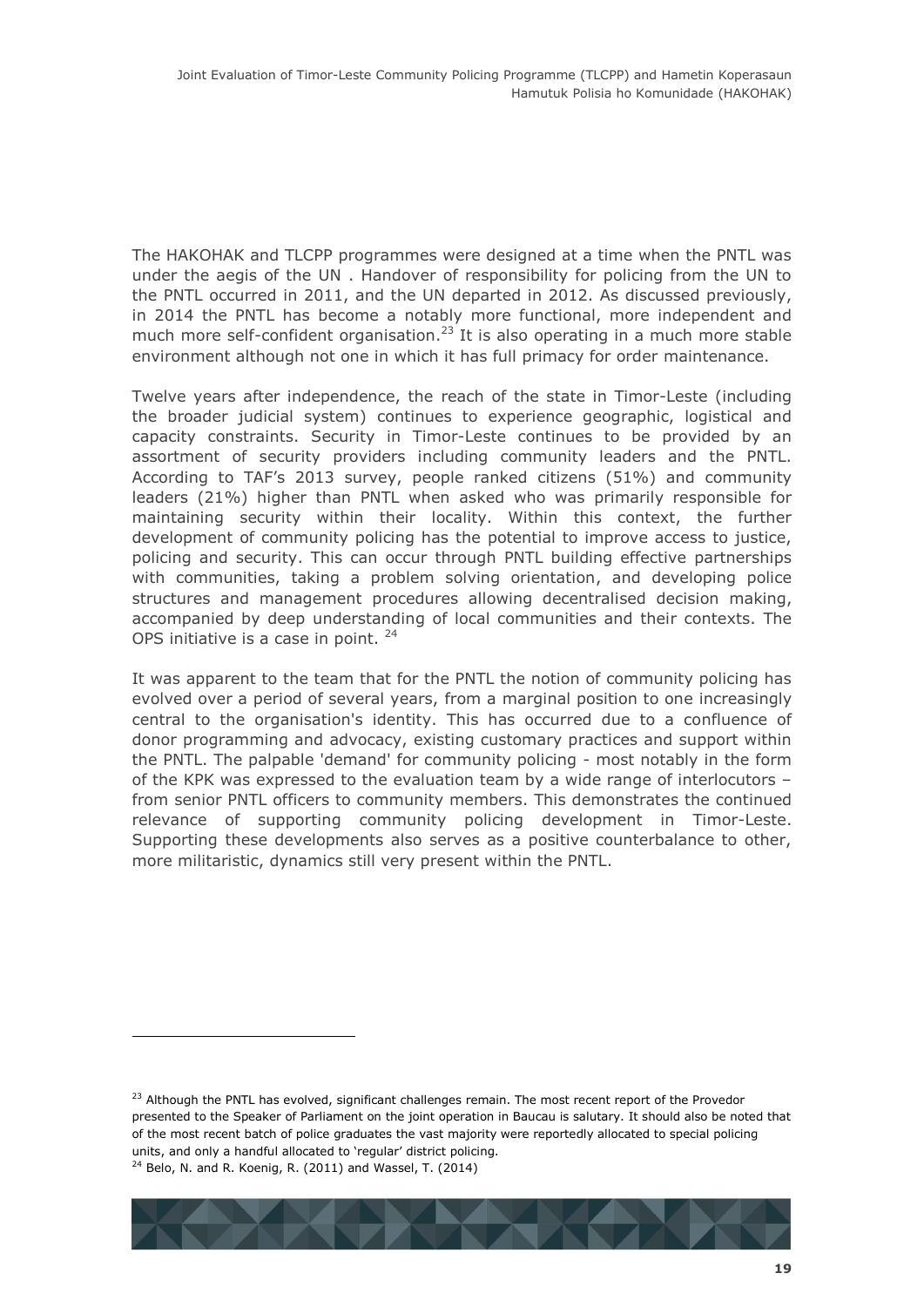The HAKOHAK and TLCPP programmes were designed at a time when the PNTL was under the aegis of the UN . Handover of responsibility for policing from the UN to the PNTL occurred in 2011, and the UN departed in 2012. As discussed previously, in 2014 the PNTL has become a notably more functional, more independent and much more self-confident organisation.[23] It is also operating in a much more stable environment although not one in which it has full primacy for order maintenance.

Twelve years after independence, the reach of the state in Timor-Leste (including the broader judicial system) continues to experience geographic, logistical and capacity constraints. Security in Timor-Leste continues to be provided by an assortment of security providers including community leaders and the PNTL. According to TAF's 2013 survey, people ranked citizens (51%) and community leaders (21%) higher than PNTL when asked who was primarily responsible for maintaining security within their locality. Within this context, the further development of community policing has the potential to improve access to justice, policing and security. This can occur through PNTL building effective partnerships with communities, taking a problem solving orientation, and developing police structures and management procedures allowing decentralised decision making, accompanied by deep understanding of local communities and their contexts. The OPS initiative is a case in point. [24]

It was apparent to the team that for the PNTL the notion of community policing has evolved over a period of several years, from a marginal position to one increasingly central to the organisation's identity. This has occurred due to a confluence of donor programming and advocacy, existing customary practices and support within the PNTL. The palpable 'demand' for community policing - most notably in the form of the KPK was expressed to the evaluation team by a wide range of interlocutors – from senior PNTL officers to community members. This demonstrates the continued relevance of supporting community policing development in Timor-Leste. Supporting these developments also serves as a positive counterbalance to other, more militaristic, dynamics still very present within the PNTL.

---

[23] Although the PNTL has evolved, significant challenges remain. The most recent report of the Provedor presented to the Speaker of Parliament on the joint operation in Baucau is salutary. It should also be noted that of the most recent batch of police graduates the vast majority were reportedly allocated to special policing units, and only a handful allocated to 'regular' district policing.

[24] Belo, N. and R. Koenig, R. (2011) and Wassel, T. (2014)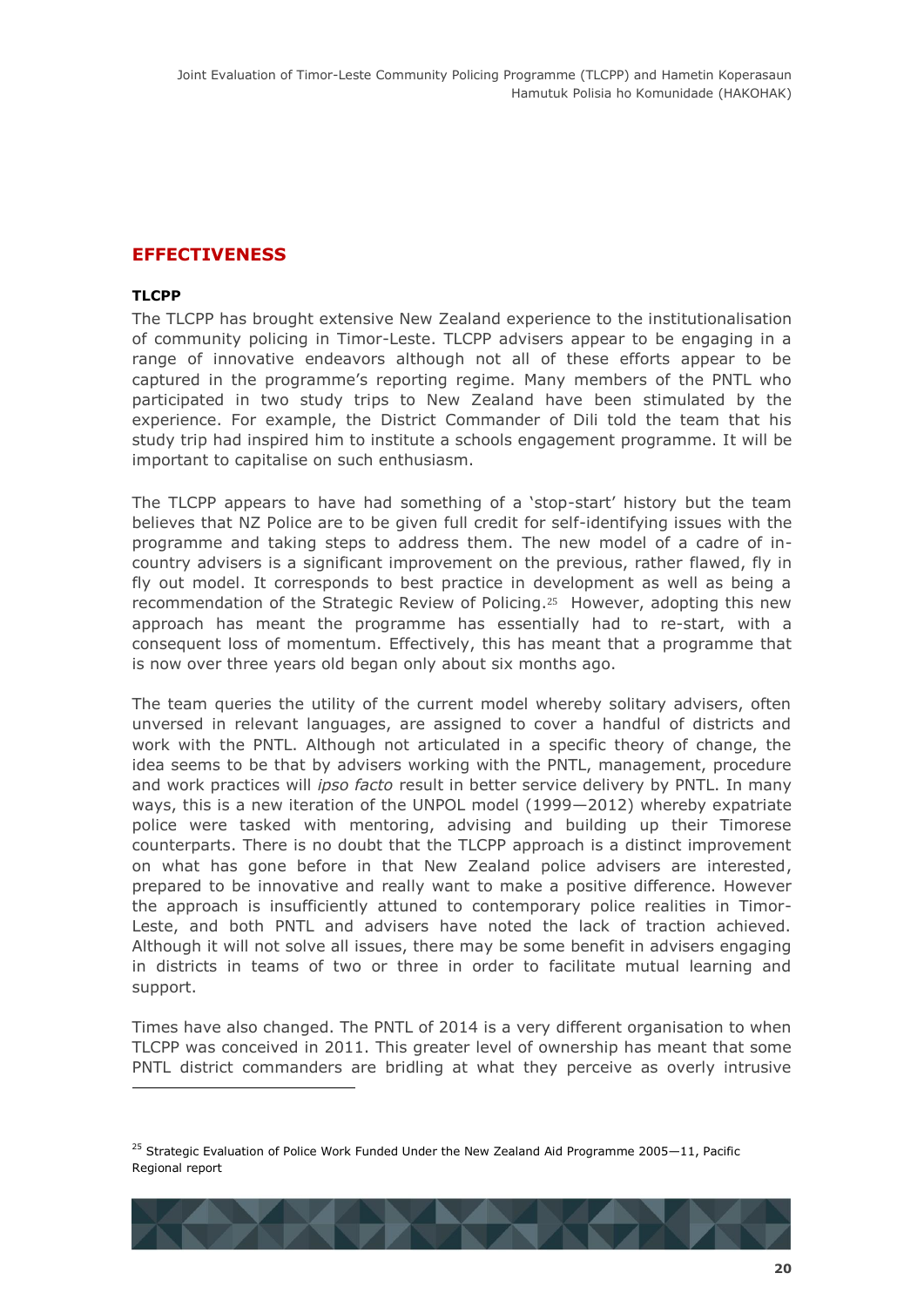## EFFECTIVENESS

### TLCPP

The TLCPP has brought extensive New Zealand experience to the institutionalisation of community policing in Timor-Leste. TLCPP advisers appear to be engaging in a range of innovative endeavors although not all of these efforts appear to be captured in the programme's reporting regime. Many members of the PNTL who participated in two study trips to New Zealand have been stimulated by the experience. For example, the District Commander of Dili told the team that his study trip had inspired him to institute a schools engagement programme. It will be important to capitalise on such enthusiasm.

The TLCPP appears to have had something of a 'stop-start' history but the team believes that NZ Police are to be given full credit for self-identifying issues with the programme and taking steps to address them. The new model of a cadre of in-country advisers is a significant improvement on the previous, rather flawed, fly in fly out model. It corresponds to best practice in development as well as being a recommendation of the Strategic Review of Policing.[25] However, adopting this new approach has meant the programme has essentially had to re-start, with a consequent loss of momentum. Effectively, this has meant that a programme that is now over three years old began only about six months ago.

The team queries the utility of the current model whereby solitary advisers, often unversed in relevant languages, are assigned to cover a handful of districts and work with the PNTL. Although not articulated in a specific theory of change, the idea seems to be that by advisers working with the PNTL, management, procedure and work practices will *ipso facto* result in better service delivery by PNTL. In many ways, this is a new iteration of the UNPOL model (1999—2012) whereby expatriate police were tasked with mentoring, advising and building up their Timorese counterparts. There is no doubt that the TLCPP approach is a distinct improvement on what has gone before in that New Zealand police advisers are interested, prepared to be innovative and really want to make a positive difference. However the approach is insufficiently attuned to contemporary police realities in Timor-Leste, and both PNTL and advisers have noted the lack of traction achieved. Although it will not solve all issues, there may be some benefit in advisers engaging in districts in teams of two or three in order to facilitate mutual learning and support.

Times have also changed. The PNTL of 2014 is a very different organisation to when TLCPP was conceived in 2011. This greater level of ownership has meant that some PNTL district commanders are bridling at what they perceive as overly intrusive

---

[25] Strategic Evaluation of Police Work Funded Under the New Zealand Aid Programme 2005—11, Pacific Regional report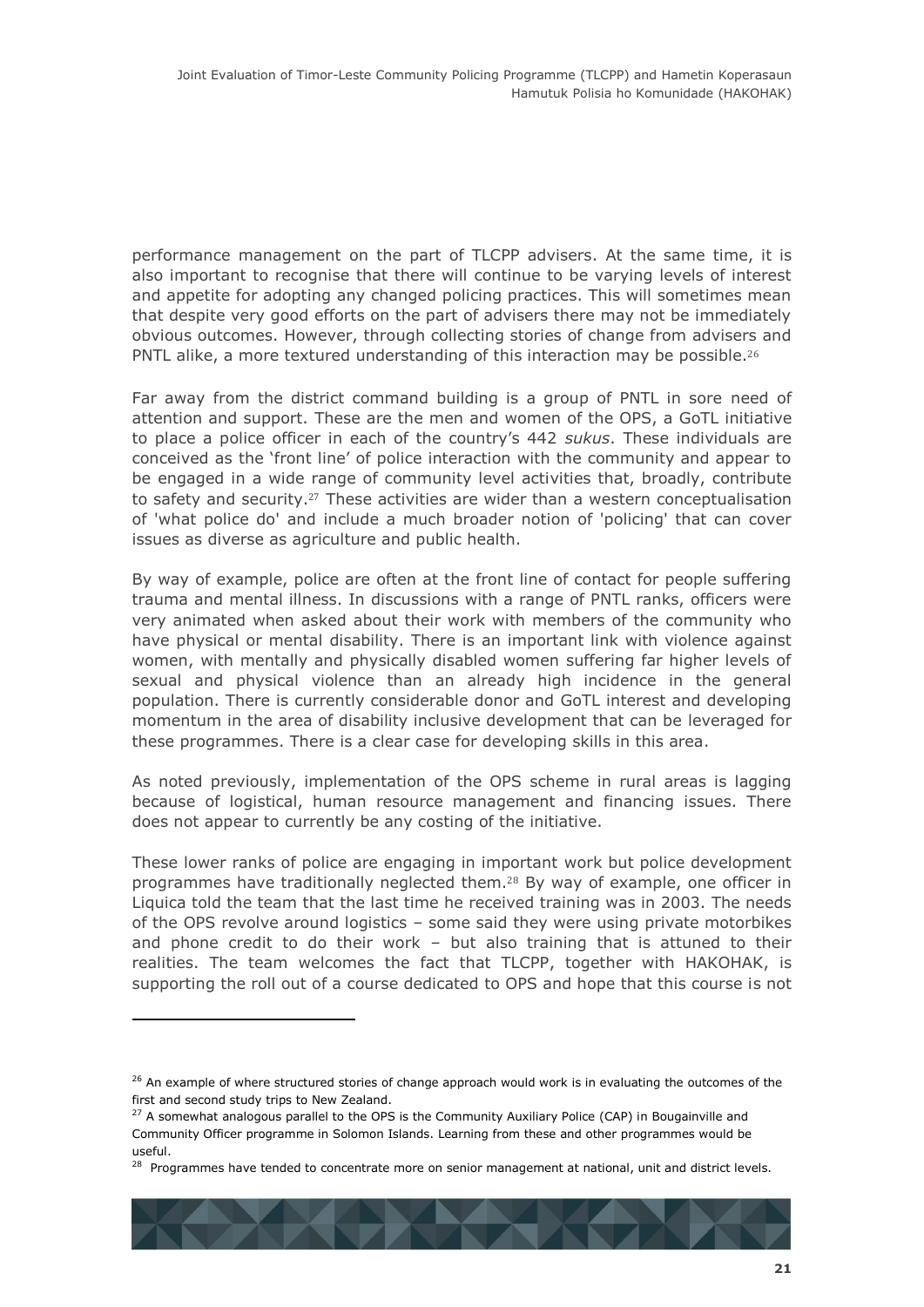performance management on the part of TLCPP advisers. At the same time, it is also important to recognise that there will continue to be varying levels of interest and appetite for adopting any changed policing practices. This will sometimes mean that despite very good efforts on the part of advisers there may not be immediately obvious outcomes. However, through collecting stories of change from advisers and PNTL alike, a more textured understanding of this interaction may be possible.[26]

Far away from the district command building is a group of PNTL in sore need of attention and support. These are the men and women of the OPS, a GoTL initiative to place a police officer in each of the country's 442 *sukus*. These individuals are conceived as the 'front line' of police interaction with the community and appear to be engaged in a wide range of community level activities that, broadly, contribute to safety and security.[27] These activities are wider than a western conceptualisation of 'what police do' and include a much broader notion of 'policing' that can cover issues as diverse as agriculture and public health.

By way of example, police are often at the front line of contact for people suffering trauma and mental illness. In discussions with a range of PNTL ranks, officers were very animated when asked about their work with members of the community who have physical or mental disability. There is an important link with violence against women, with mentally and physically disabled women suffering far higher levels of sexual and physical violence than an already high incidence in the general population. There is currently considerable donor and GoTL interest and developing momentum in the area of disability inclusive development that can be leveraged for these programmes. There is a clear case for developing skills in this area.

As noted previously, implementation of the OPS scheme in rural areas is lagging because of logistical, human resource management and financing issues. There does not appear to currently be any costing of the initiative.

These lower ranks of police are engaging in important work but police development programmes have traditionally neglected them.[28] By way of example, one officer in Liquica told the team that the last time he received training was in 2003. The needs of the OPS revolve around logistics – some said they were using private motorbikes and phone credit to do their work – but also training that is attuned to their realities. The team welcomes the fact that TLCPP, together with HAKOHAK, is supporting the roll out of a course dedicated to OPS and hope that this course is not

---

[26] An example of where structured stories of change approach would work is in evaluating the outcomes of the first and second study trips to New Zealand.

[27] A somewhat analogous parallel to the OPS is the Community Auxiliary Police (CAP) in Bougainville and Community Officer programme in Solomon Islands. Learning from these and other programmes would be useful.

[28] Programmes have tended to concentrate more on senior management at national, unit and district levels.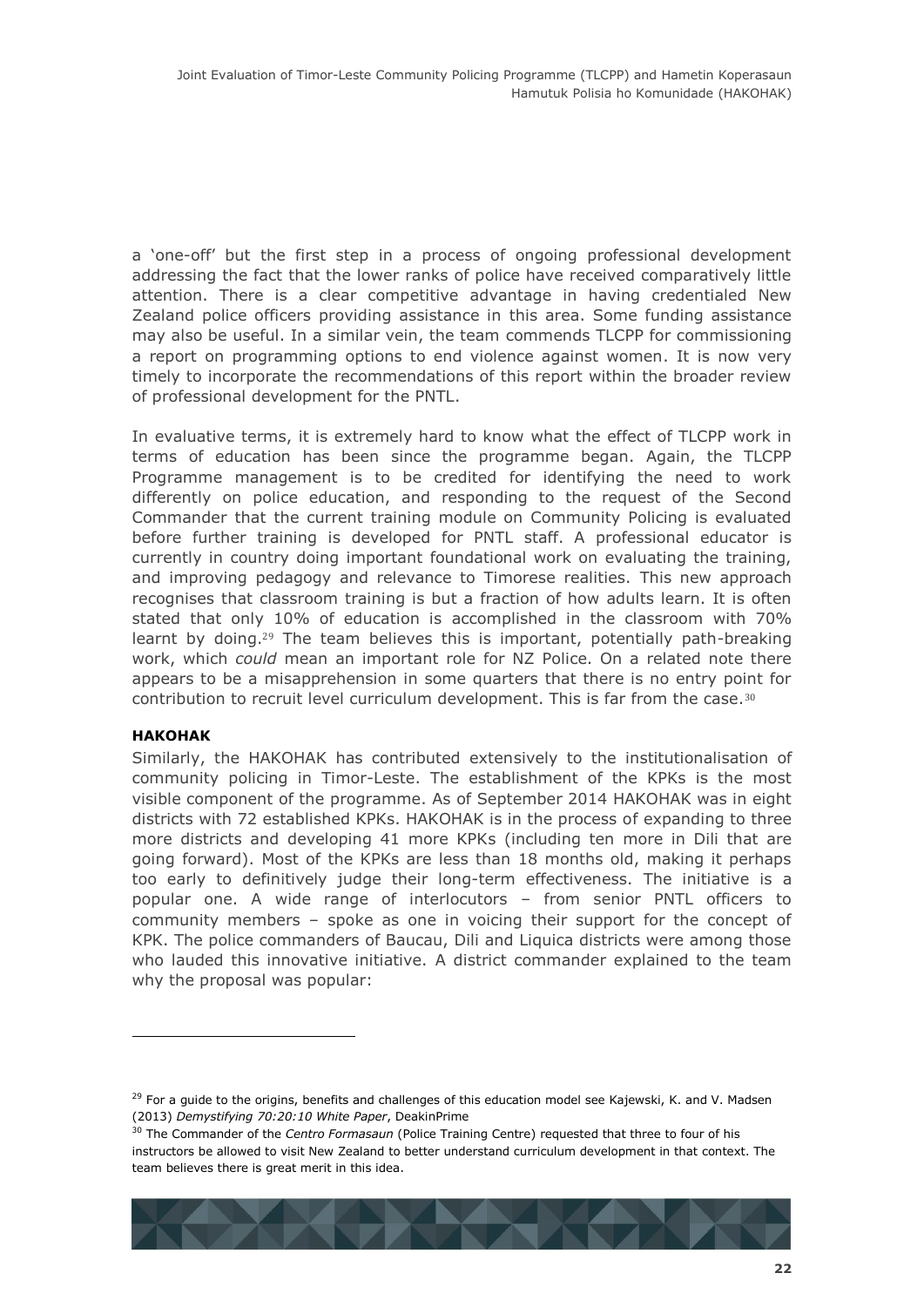a 'one-off' but the first step in a process of ongoing professional development addressing the fact that the lower ranks of police have received comparatively little attention. There is a clear competitive advantage in having credentialed New Zealand police officers providing assistance in this area. Some funding assistance may also be useful. In a similar vein, the team commends TLCPP for commissioning a report on programming options to end violence against women. It is now very timely to incorporate the recommendations of this report within the broader review of professional development for the PNTL.

In evaluative terms, it is extremely hard to know what the effect of TLCPP work in terms of education has been since the programme began. Again, the TLCPP Programme management is to be credited for identifying the need to work differently on police education, and responding to the request of the Second Commander that the current training module on Community Policing is evaluated before further training is developed for PNTL staff. A professional educator is currently in country doing important foundational work on evaluating the training, and improving pedagogy and relevance to Timorese realities. This new approach recognises that classroom training is but a fraction of how adults learn. It is often stated that only 10% of education is accomplished in the classroom with 70% learnt by doing.[29] The team believes this is important, potentially path-breaking work, which *could* mean an important role for NZ Police. On a related note there appears to be a misapprehension in some quarters that there is no entry point for contribution to recruit level curriculum development. This is far from the case.[30]

**HAKOHAK**

Similarly, the HAKOHAK has contributed extensively to the institutionalisation of community policing in Timor-Leste. The establishment of the KPKs is the most visible component of the programme. As of September 2014 HAKOHAK was in eight districts with 72 established KPKs. HAKOHAK is in the process of expanding to three more districts and developing 41 more KPKs (including ten more in Dili that are going forward). Most of the KPKs are less than 18 months old, making it perhaps too early to definitively judge their long-term effectiveness. The initiative is a popular one. A wide range of interlocutors – from senior PNTL officers to community members – spoke as one in voicing their support for the concept of KPK. The police commanders of Baucau, Dili and Liquica districts were among those who lauded this innovative initiative. A district commander explained to the team why the proposal was popular:

---

[29] For a guide to the origins, benefits and challenges of this education model see Kajewski, K. and V. Madsen (2013) *Demystifying 70:20:10 White Paper*, DeakinPrime

[30] The Commander of the *Centro Formasaun* (Police Training Centre) requested that three to four of his instructors be allowed to visit New Zealand to better understand curriculum development in that context. The team believes there is great merit in this idea.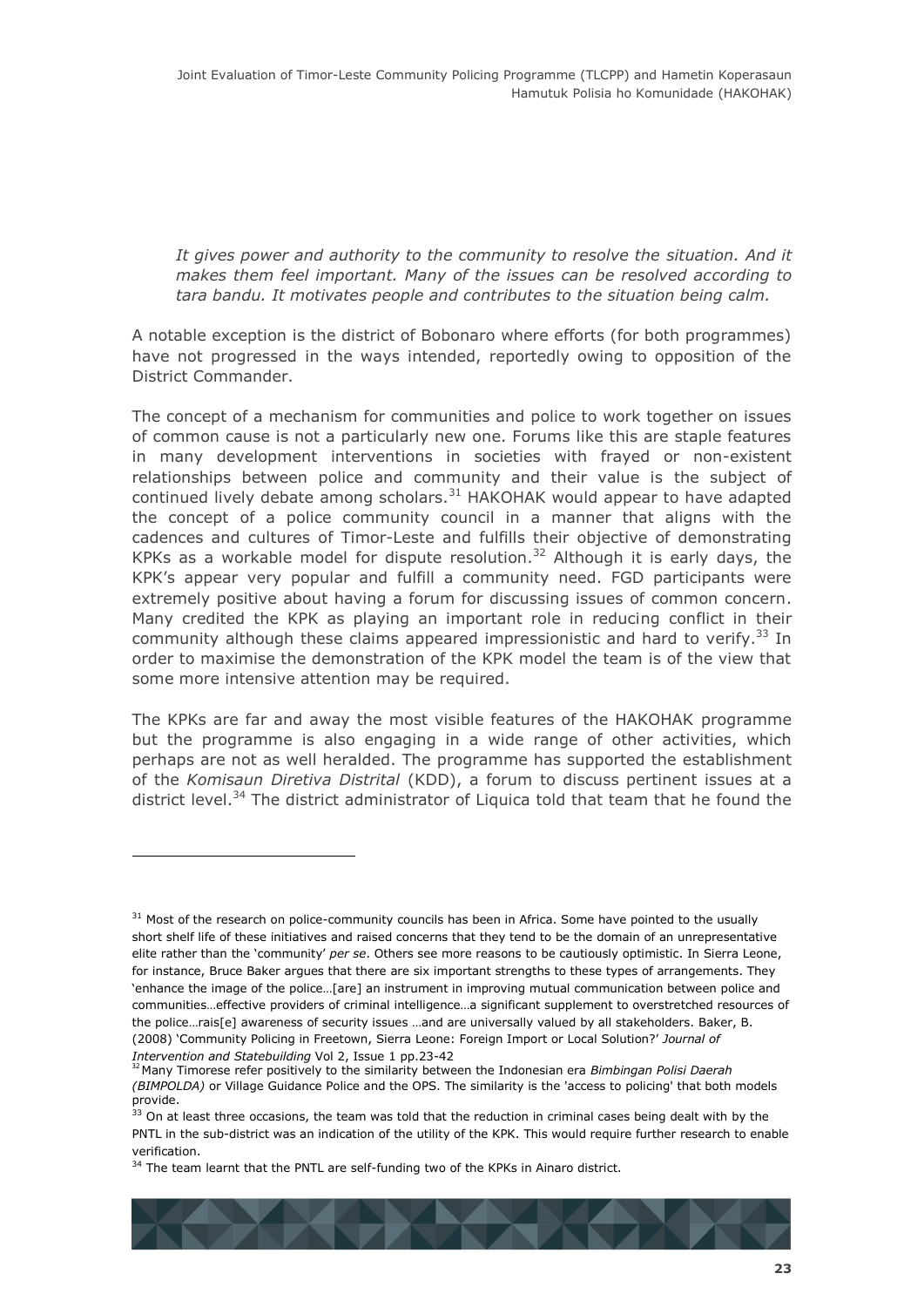*It gives power and authority to the community to resolve the situation. And it makes them feel important. Many of the issues can be resolved according to tara bandu. It motivates people and contributes to the situation being calm.*

A notable exception is the district of Bobonaro where efforts (for both programmes) have not progressed in the ways intended, reportedly owing to opposition of the District Commander.

The concept of a mechanism for communities and police to work together on issues of common cause is not a particularly new one. Forums like this are staple features in many development interventions in societies with frayed or non-existent relationships between police and community and their value is the subject of continued lively debate among scholars.[31] HAKOHAK would appear to have adapted the concept of a police community council in a manner that aligns with the cadences and cultures of Timor-Leste and fulfills their objective of demonstrating KPKs as a workable model for dispute resolution.[32] Although it is early days, the KPK's appear very popular and fulfill a community need. FGD participants were extremely positive about having a forum for discussing issues of common concern. Many credited the KPK as playing an important role in reducing conflict in their community although these claims appeared impressionistic and hard to verify.[33] In order to maximise the demonstration of the KPK model the team is of the view that some more intensive attention may be required.

The KPKs are far and away the most visible features of the HAKOHAK programme but the programme is also engaging in a wide range of other activities, which perhaps are not as well heralded. The programme has supported the establishment of the *Komisaun Diretiva Distrital* (KDD), a forum to discuss pertinent issues at a district level.[34] The district administrator of Liquica told that team that he found the

---

[31] Most of the research on police-community councils has been in Africa. Some have pointed to the usually short shelf life of these initiatives and raised concerns that they tend to be the domain of an unrepresentative elite rather than the 'community' *per se*. Others see more reasons to be cautiously optimistic. In Sierra Leone, for instance, Bruce Baker argues that there are six important strengths to these types of arrangements. They 'enhance the image of the police…[are] an instrument in improving mutual communication between police and communities…effective providers of criminal intelligence…a significant supplement to overstretched resources of the police…rais[e] awareness of security issues …and are universally valued by all stakeholders. Baker, B. (2008) 'Community Policing in Freetown, Sierra Leone: Foreign Import or Local Solution?' *Journal of Intervention and Statebuilding* Vol 2, Issue 1 pp.23-42

[32] Many Timorese refer positively to the similarity between the Indonesian era *Bimbingan Polisi Daerah (BIMPOLDA)* or Village Guidance Police and the OPS. The similarity is the 'access to policing' that both models provide.

[33] On at least three occasions, the team was told that the reduction in criminal cases being dealt with by the PNTL in the sub-district was an indication of the utility of the KPK. This would require further research to enable verification.

[34] The team learnt that the PNTL are self-funding two of the KPKs in Ainaro district.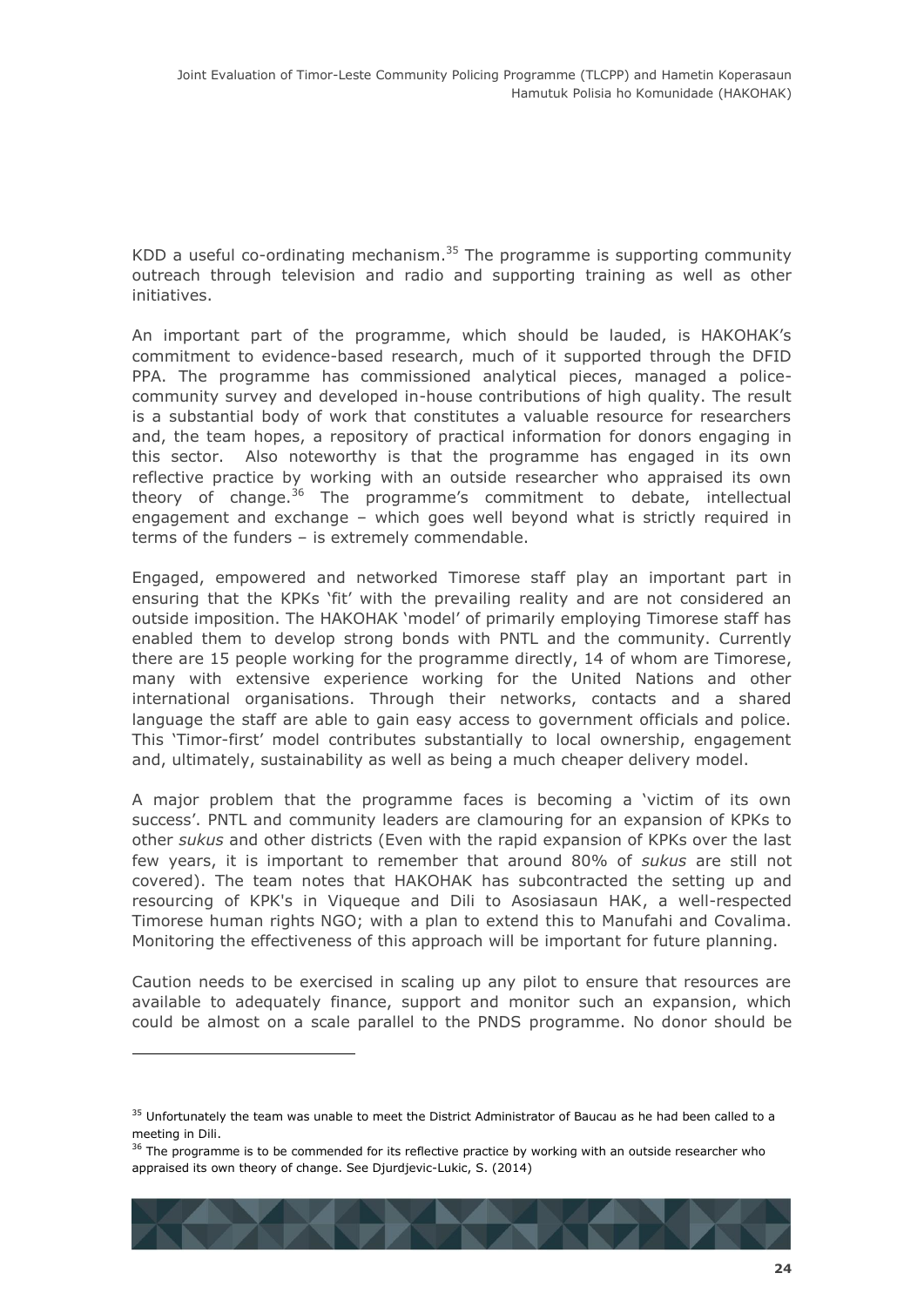KDD a useful co-ordinating mechanism.[35] The programme is supporting community outreach through television and radio and supporting training as well as other initiatives.

An important part of the programme, which should be lauded, is HAKOHAK's commitment to evidence-based research, much of it supported through the DFID PPA. The programme has commissioned analytical pieces, managed a police-community survey and developed in-house contributions of high quality. The result is a substantial body of work that constitutes a valuable resource for researchers and, the team hopes, a repository of practical information for donors engaging in this sector. Also noteworthy is that the programme has engaged in its own reflective practice by working with an outside researcher who appraised its own theory of change.[36] The programme's commitment to debate, intellectual engagement and exchange – which goes well beyond what is strictly required in terms of the funders – is extremely commendable.

Engaged, empowered and networked Timorese staff play an important part in ensuring that the KPKs 'fit' with the prevailing reality and are not considered an outside imposition. The HAKOHAK 'model' of primarily employing Timorese staff has enabled them to develop strong bonds with PNTL and the community. Currently there are 15 people working for the programme directly, 14 of whom are Timorese, many with extensive experience working for the United Nations and other international organisations. Through their networks, contacts and a shared language the staff are able to gain easy access to government officials and police. This 'Timor-first' model contributes substantially to local ownership, engagement and, ultimately, sustainability as well as being a much cheaper delivery model.

A major problem that the programme faces is becoming a 'victim of its own success'. PNTL and community leaders are clamouring for an expansion of KPKs to other *sukus* and other districts (Even with the rapid expansion of KPKs over the last few years, it is important to remember that around 80% of *sukus* are still not covered). The team notes that HAKOHAK has subcontracted the setting up and resourcing of KPK's in Viqueque and Dili to Asosiasaun HAK, a well-respected Timorese human rights NGO; with a plan to extend this to Manufahi and Covalima. Monitoring the effectiveness of this approach will be important for future planning.

Caution needs to be exercised in scaling up any pilot to ensure that resources are available to adequately finance, support and monitor such an expansion, which could be almost on a scale parallel to the PNDS programme. No donor should be

---

[35] Unfortunately the team was unable to meet the District Administrator of Baucau as he had been called to a meeting in Dili.

[36] The programme is to be commended for its reflective practice by working with an outside researcher who appraised its own theory of change. See Djurdjevic-Lukic, S. (2014)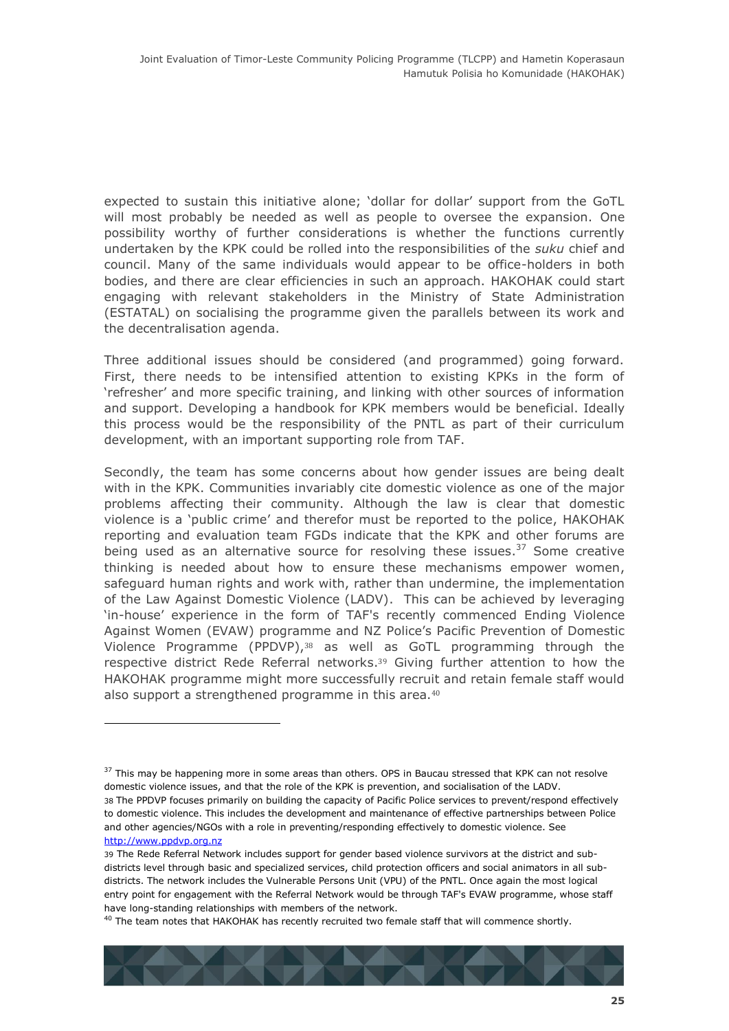expected to sustain this initiative alone; 'dollar for dollar' support from the GoTL will most probably be needed as well as people to oversee the expansion. One possibility worthy of further considerations is whether the functions currently undertaken by the KPK could be rolled into the responsibilities of the *suku* chief and council. Many of the same individuals would appear to be office-holders in both bodies, and there are clear efficiencies in such an approach. HAKOHAK could start engaging with relevant stakeholders in the Ministry of State Administration (ESTATAL) on socialising the programme given the parallels between its work and the decentralisation agenda.

Three additional issues should be considered (and programmed) going forward. First, there needs to be intensified attention to existing KPKs in the form of 'refresher' and more specific training, and linking with other sources of information and support. Developing a handbook for KPK members would be beneficial. Ideally this process would be the responsibility of the PNTL as part of their curriculum development, with an important supporting role from TAF.

Secondly, the team has some concerns about how gender issues are being dealt with in the KPK. Communities invariably cite domestic violence as one of the major problems affecting their community. Although the law is clear that domestic violence is a 'public crime' and therefor must be reported to the police, HAKOHAK reporting and evaluation team FGDs indicate that the KPK and other forums are being used as an alternative source for resolving these issues.[37] Some creative thinking is needed about how to ensure these mechanisms empower women, safeguard human rights and work with, rather than undermine, the implementation of the Law Against Domestic Violence (LADV). This can be achieved by leveraging 'in-house' experience in the form of TAF's recently commenced Ending Violence Against Women (EVAW) programme and NZ Police's Pacific Prevention of Domestic Violence Programme (PPDVP),[38] as well as GoTL programming through the respective district Rede Referral networks.[39] Giving further attention to how the HAKOHAK programme might more successfully recruit and retain female staff would also support a strengthened programme in this area.[40]

---

[37] This may be happening more in some areas than others. OPS in Baucau stressed that KPK can not resolve domestic violence issues, and that the role of the KPK is prevention, and socialisation of the LADV.

[38] The PPDVP focuses primarily on building the capacity of Pacific Police services to prevent/respond effectively to domestic violence. This includes the development and maintenance of effective partnerships between Police and other agencies/NGOs with a role in preventing/responding effectively to domestic violence. See http://www.ppdvp.org.nz

[39] The Rede Referral Network includes support for gender based violence survivors at the district and sub-districts level through basic and specialized services, child protection officers and social animators in all sub-districts. The network includes the Vulnerable Persons Unit (VPU) of the PNTL. Once again the most logical entry point for engagement with the Referral Network would be through TAF's EVAW programme, whose staff have long-standing relationships with members of the network.

[40] The team notes that HAKOHAK has recently recruited two female staff that will commence shortly.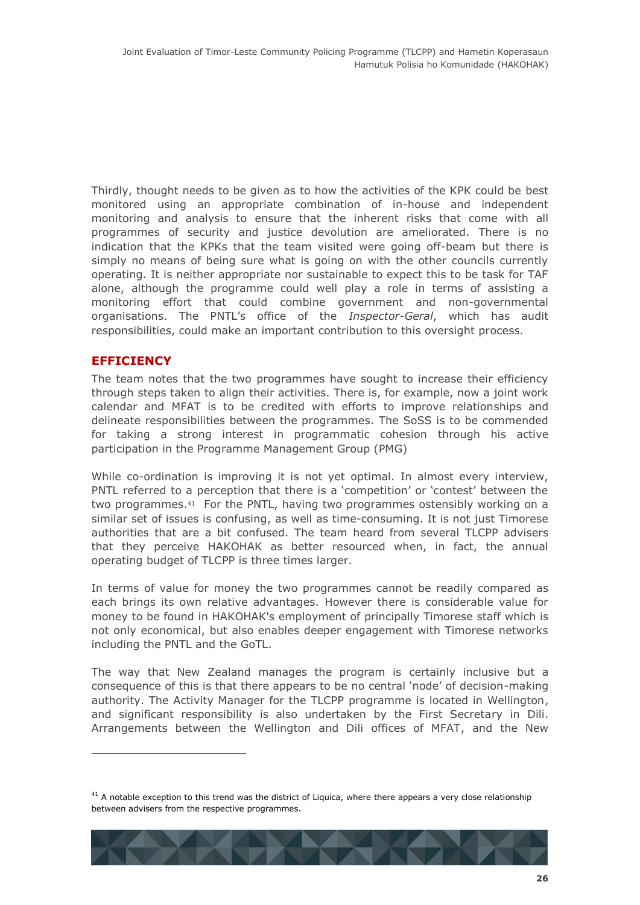Thirdly, thought needs to be given as to how the activities of the KPK could be best monitored using an appropriate combination of in-house and independent monitoring and analysis to ensure that the inherent risks that come with all programmes of security and justice devolution are ameliorated. There is no indication that the KPKs that the team visited were going off-beam but there is simply no means of being sure what is going on with the other councils currently operating. It is neither appropriate nor sustainable to expect this to be task for TAF alone, although the programme could well play a role in terms of assisting a monitoring effort that could combine government and non-governmental organisations. The PNTL's office of the *Inspector-Geral*, which has audit responsibilities, could make an important contribution to this oversight process.

## EFFICIENCY

The team notes that the two programmes have sought to increase their efficiency through steps taken to align their activities. There is, for example, now a joint work calendar and MFAT is to be credited with efforts to improve relationships and delineate responsibilities between the programmes. The SoSS is to be commended for taking a strong interest in programmatic cohesion through his active participation in the Programme Management Group (PMG)

While co-ordination is improving it is not yet optimal. In almost every interview, PNTL referred to a perception that there is a 'competition' or 'contest' between the two programmes.[41] For the PNTL, having two programmes ostensibly working on a similar set of issues is confusing, as well as time-consuming. It is not just Timorese authorities that are a bit confused. The team heard from several TLCPP advisers that they perceive HAKOHAK as better resourced when, in fact, the annual operating budget of TLCPP is three times larger.

In terms of value for money the two programmes cannot be readily compared as each brings its own relative advantages. However there is considerable value for money to be found in HAKOHAK's employment of principally Timorese staff which is not only economical, but also enables deeper engagement with Timorese networks including the PNTL and the GoTL.

The way that New Zealand manages the program is certainly inclusive but a consequence of this is that there appears to be no central 'node' of decision-making authority. The Activity Manager for the TLCPP programme is located in Wellington, and significant responsibility is also undertaken by the First Secretary in Dili. Arrangements between the Wellington and Dili offices of MFAT, and the New

[41] A notable exception to this trend was the district of Liquica, where there appears a very close relationship between advisers from the respective programmes.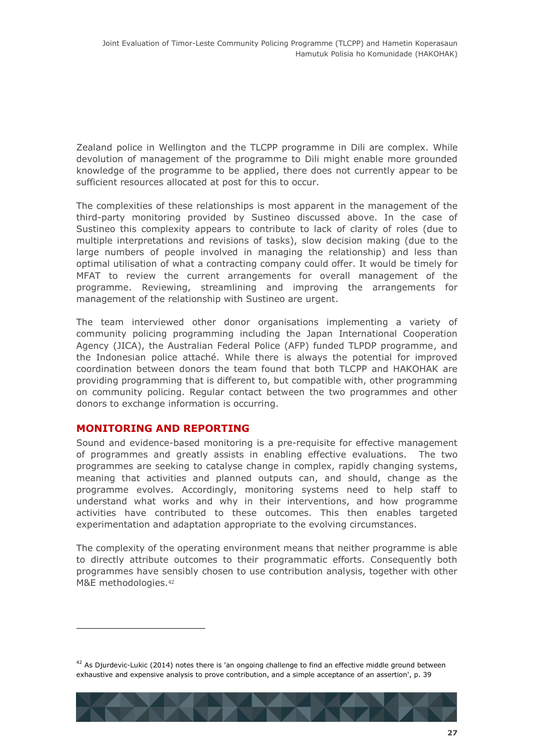Zealand police in Wellington and the TLCPP programme in Dili are complex. While devolution of management of the programme to Dili might enable more grounded knowledge of the programme to be applied, there does not currently appear to be sufficient resources allocated at post for this to occur.

The complexities of these relationships is most apparent in the management of the third-party monitoring provided by Sustineo discussed above. In the case of Sustineo this complexity appears to contribute to lack of clarity of roles (due to multiple interpretations and revisions of tasks), slow decision making (due to the large numbers of people involved in managing the relationship) and less than optimal utilisation of what a contracting company could offer. It would be timely for MFAT to review the current arrangements for overall management of the programme. Reviewing, streamlining and improving the arrangements for management of the relationship with Sustineo are urgent.

The team interviewed other donor organisations implementing a variety of community policing programming including the Japan International Cooperation Agency (JICA), the Australian Federal Police (AFP) funded TLPDP programme, and the Indonesian police attaché. While there is always the potential for improved coordination between donors the team found that both TLCPP and HAKOHAK are providing programming that is different to, but compatible with, other programming on community policing. Regular contact between the two programmes and other donors to exchange information is occurring.

## MONITORING AND REPORTING

Sound and evidence-based monitoring is a pre-requisite for effective management of programmes and greatly assists in enabling effective evaluations. The two programmes are seeking to catalyse change in complex, rapidly changing systems, meaning that activities and planned outputs can, and should, change as the programme evolves. Accordingly, monitoring systems need to help staff to understand what works and why in their interventions, and how programme activities have contributed to these outcomes. This then enables targeted experimentation and adaptation appropriate to the evolving circumstances.

The complexity of the operating environment means that neither programme is able to directly attribute outcomes to their programmatic efforts. Consequently both programmes have sensibly chosen to use contribution analysis, together with other M&E methodologies.[42]

---

[42] As Djurdevic-Lukic (2014) notes there is 'an ongoing challenge to find an effective middle ground between exhaustive and expensive analysis to prove contribution, and a simple acceptance of an assertion', p. 39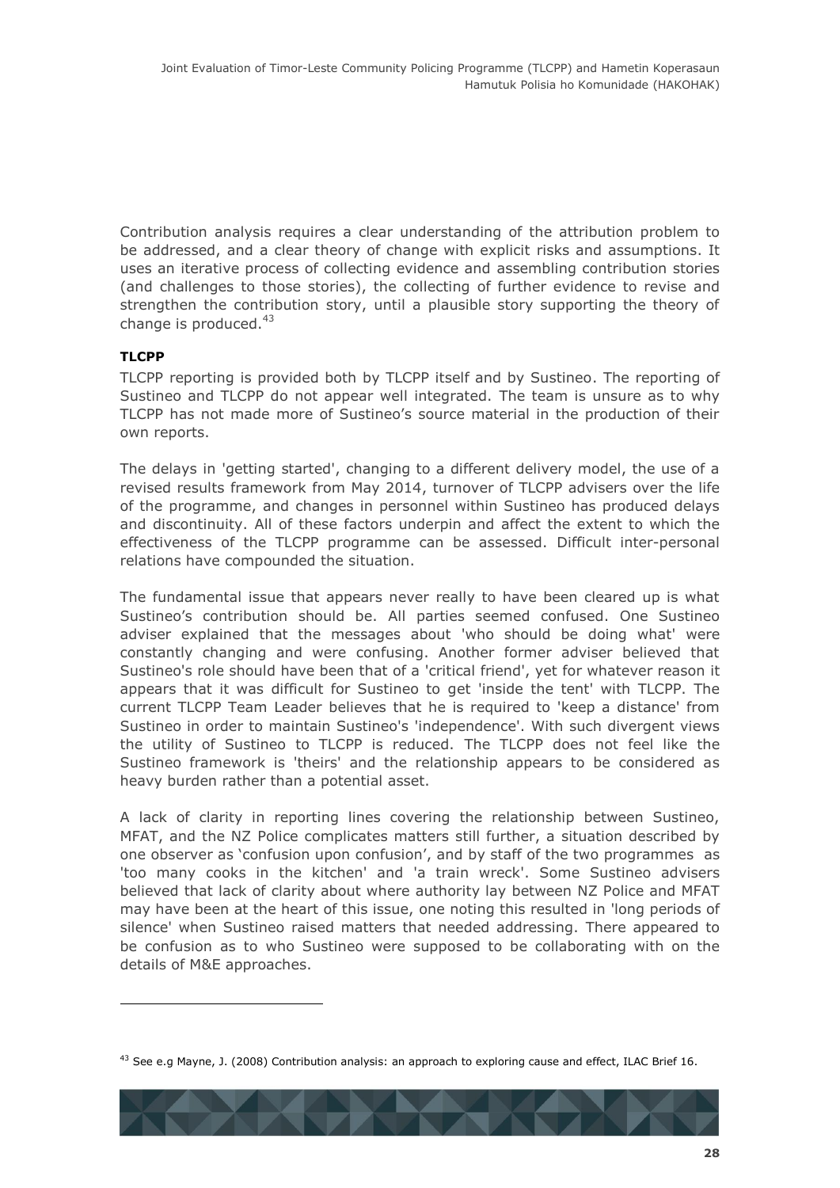Contribution analysis requires a clear understanding of the attribution problem to be addressed, and a clear theory of change with explicit risks and assumptions. It uses an iterative process of collecting evidence and assembling contribution stories (and challenges to those stories), the collecting of further evidence to revise and strengthen the contribution story, until a plausible story supporting the theory of change is produced.[43]

**TLCPP**

TLCPP reporting is provided both by TLCPP itself and by Sustineo. The reporting of Sustineo and TLCPP do not appear well integrated. The team is unsure as to why TLCPP has not made more of Sustineo's source material in the production of their own reports.

The delays in 'getting started', changing to a different delivery model, the use of a revised results framework from May 2014, turnover of TLCPP advisers over the life of the programme, and changes in personnel within Sustineo has produced delays and discontinuity. All of these factors underpin and affect the extent to which the effectiveness of the TLCPP programme can be assessed. Difficult inter-personal relations have compounded the situation.

The fundamental issue that appears never really to have been cleared up is what Sustineo's contribution should be. All parties seemed confused. One Sustineo adviser explained that the messages about 'who should be doing what' were constantly changing and were confusing. Another former adviser believed that Sustineo's role should have been that of a 'critical friend', yet for whatever reason it appears that it was difficult for Sustineo to get 'inside the tent' with TLCPP. The current TLCPP Team Leader believes that he is required to 'keep a distance' from Sustineo in order to maintain Sustineo's 'independence'. With such divergent views the utility of Sustineo to TLCPP is reduced. The TLCPP does not feel like the Sustineo framework is 'theirs' and the relationship appears to be considered as heavy burden rather than a potential asset.

A lack of clarity in reporting lines covering the relationship between Sustineo, MFAT, and the NZ Police complicates matters still further, a situation described by one observer as 'confusion upon confusion', and by staff of the two programmes as 'too many cooks in the kitchen' and 'a train wreck'. Some Sustineo advisers believed that lack of clarity about where authority lay between NZ Police and MFAT may have been at the heart of this issue, one noting this resulted in 'long periods of silence' when Sustineo raised matters that needed addressing. There appeared to be confusion as to who Sustineo were supposed to be collaborating with on the details of M&E approaches.

---

[43] See e.g Mayne, J. (2008) Contribution analysis: an approach to exploring cause and effect, ILAC Brief 16.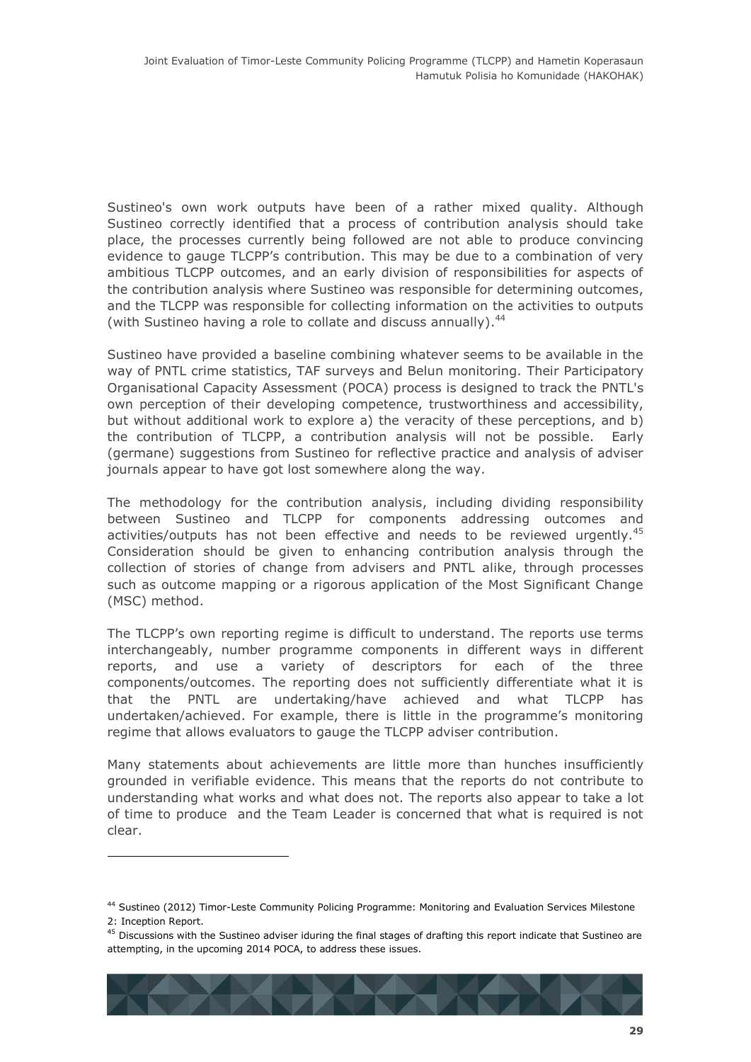Sustineo's own work outputs have been of a rather mixed quality. Although Sustineo correctly identified that a process of contribution analysis should take place, the processes currently being followed are not able to produce convincing evidence to gauge TLCPP's contribution. This may be due to a combination of very ambitious TLCPP outcomes, and an early division of responsibilities for aspects of the contribution analysis where Sustineo was responsible for determining outcomes, and the TLCPP was responsible for collecting information on the activities to outputs (with Sustineo having a role to collate and discuss annually).[44]

Sustineo have provided a baseline combining whatever seems to be available in the way of PNTL crime statistics, TAF surveys and Belun monitoring. Their Participatory Organisational Capacity Assessment (POCA) process is designed to track the PNTL's own perception of their developing competence, trustworthiness and accessibility, but without additional work to explore a) the veracity of these perceptions, and b) the contribution of TLCPP, a contribution analysis will not be possible. Early (germane) suggestions from Sustineo for reflective practice and analysis of adviser journals appear to have got lost somewhere along the way.

The methodology for the contribution analysis, including dividing responsibility between Sustineo and TLCPP for components addressing outcomes and activities/outputs has not been effective and needs to be reviewed urgently.[45] Consideration should be given to enhancing contribution analysis through the collection of stories of change from advisers and PNTL alike, through processes such as outcome mapping or a rigorous application of the Most Significant Change (MSC) method.

The TLCPP's own reporting regime is difficult to understand. The reports use terms interchangeably, number programme components in different ways in different reports, and use a variety of descriptors for each of the three components/outcomes. The reporting does not sufficiently differentiate what it is that the PNTL are undertaking/have achieved and what TLCPP has undertaken/achieved. For example, there is little in the programme's monitoring regime that allows evaluators to gauge the TLCPP adviser contribution.

Many statements about achievements are little more than hunches insufficiently grounded in verifiable evidence. This means that the reports do not contribute to understanding what works and what does not. The reports also appear to take a lot of time to produce and the Team Leader is concerned that what is required is not clear.

---

[44] Sustineo (2012) Timor-Leste Community Policing Programme: Monitoring and Evaluation Services Milestone 2: Inception Report.

[45] Discussions with the Sustineo adviser iduring the final stages of drafting this report indicate that Sustineo are attempting, in the upcoming 2014 POCA, to address these issues.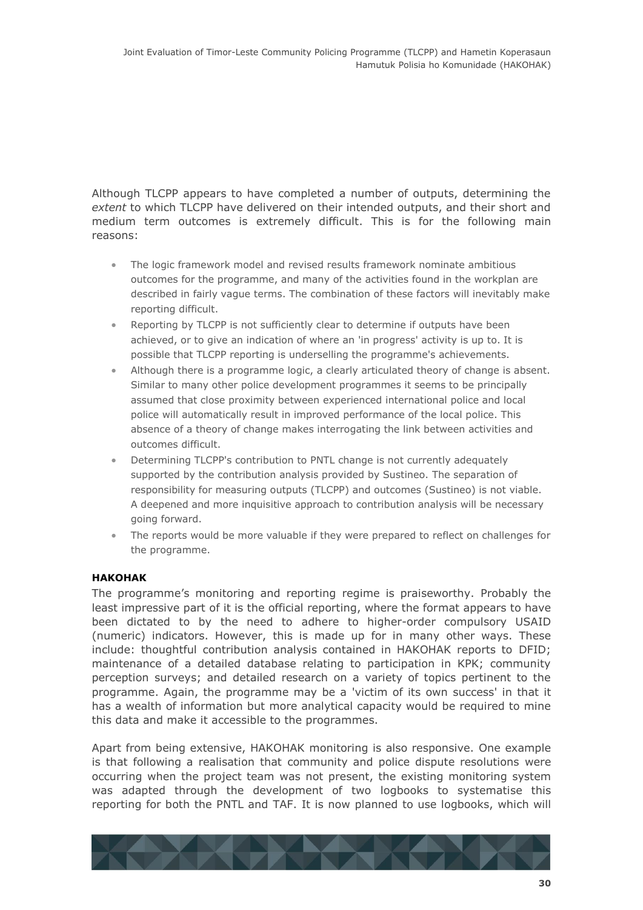Although TLCPP appears to have completed a number of outputs, determining the *extent* to which TLCPP have delivered on their intended outputs, and their short and medium term outcomes is extremely difficult. This is for the following main reasons:

- The logic framework model and revised results framework nominate ambitious outcomes for the programme, and many of the activities found in the workplan are described in fairly vague terms. The combination of these factors will inevitably make reporting difficult.
- Reporting by TLCPP is not sufficiently clear to determine if outputs have been achieved, or to give an indication of where an 'in progress' activity is up to. It is possible that TLCPP reporting is underselling the programme's achievements.
- Although there is a programme logic, a clearly articulated theory of change is absent. Similar to many other police development programmes it seems to be principally assumed that close proximity between experienced international police and local police will automatically result in improved performance of the local police. This absence of a theory of change makes interrogating the link between activities and outcomes difficult.
- Determining TLCPP's contribution to PNTL change is not currently adequately supported by the contribution analysis provided by Sustineo. The separation of responsibility for measuring outputs (TLCPP) and outcomes (Sustineo) is not viable. A deepened and more inquisitive approach to contribution analysis will be necessary going forward.
- The reports would be more valuable if they were prepared to reflect on challenges for the programme.

**HAKOHAK**

The programme's monitoring and reporting regime is praiseworthy. Probably the least impressive part of it is the official reporting, where the format appears to have been dictated to by the need to adhere to higher-order compulsory USAID (numeric) indicators. However, this is made up for in many other ways. These include: thoughtful contribution analysis contained in HAKOHAK reports to DFID; maintenance of a detailed database relating to participation in KPK; community perception surveys; and detailed research on a variety of topics pertinent to the programme. Again, the programme may be a 'victim of its own success' in that it has a wealth of information but more analytical capacity would be required to mine this data and make it accessible to the programmes.

Apart from being extensive, HAKOHAK monitoring is also responsive. One example is that following a realisation that community and police dispute resolutions were occurring when the project team was not present, the existing monitoring system was adapted through the development of two logbooks to systematise this reporting for both the PNTL and TAF. It is now planned to use logbooks, which will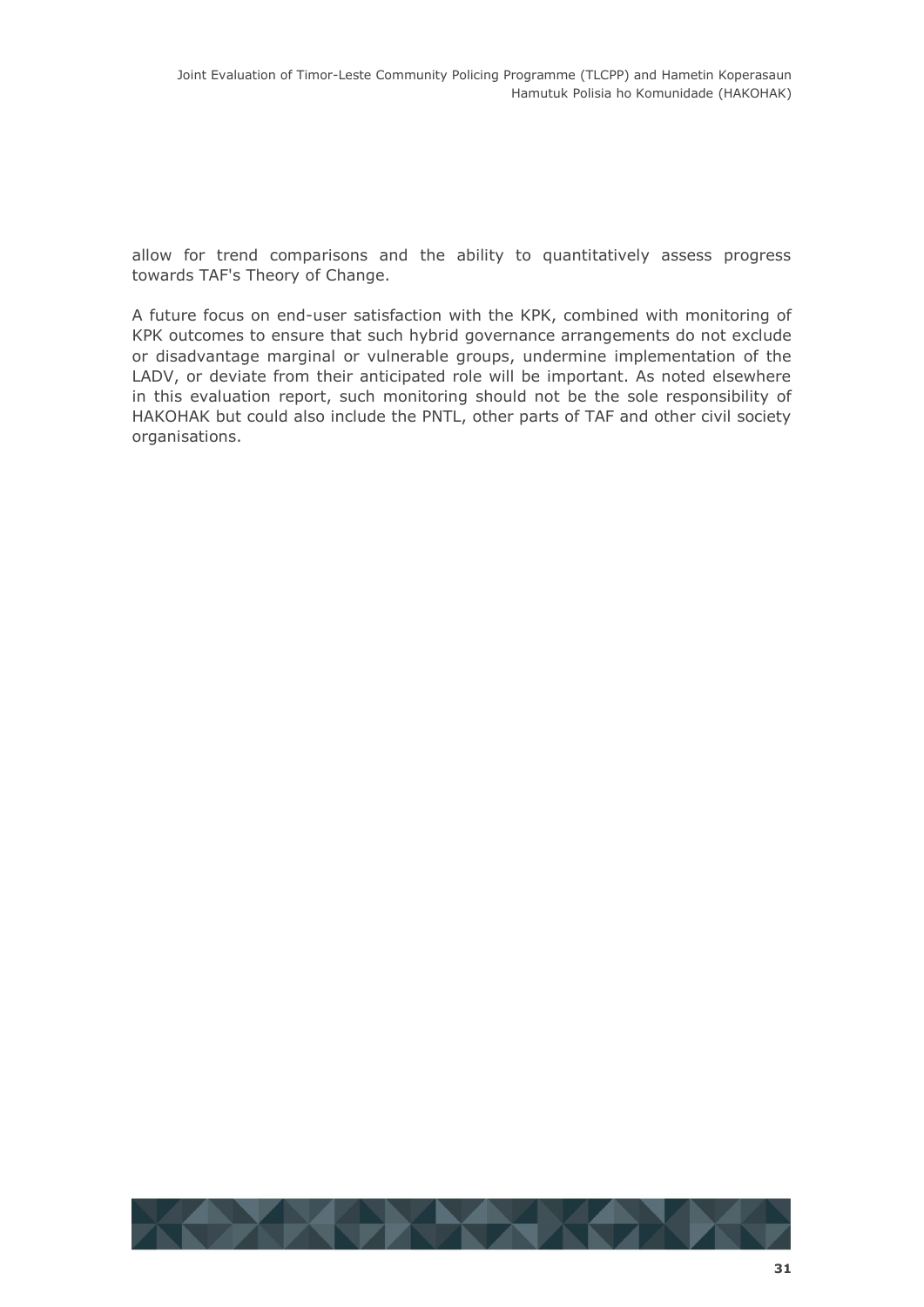allow for trend comparisons and the ability to quantitatively assess progress towards TAF's Theory of Change.

A future focus on end-user satisfaction with the KPK, combined with monitoring of KPK outcomes to ensure that such hybrid governance arrangements do not exclude or disadvantage marginal or vulnerable groups, undermine implementation of the LADV, or deviate from their anticipated role will be important. As noted elsewhere in this evaluation report, such monitoring should not be the sole responsibility of HAKOHAK but could also include the PNTL, other parts of TAF and other civil society organisations.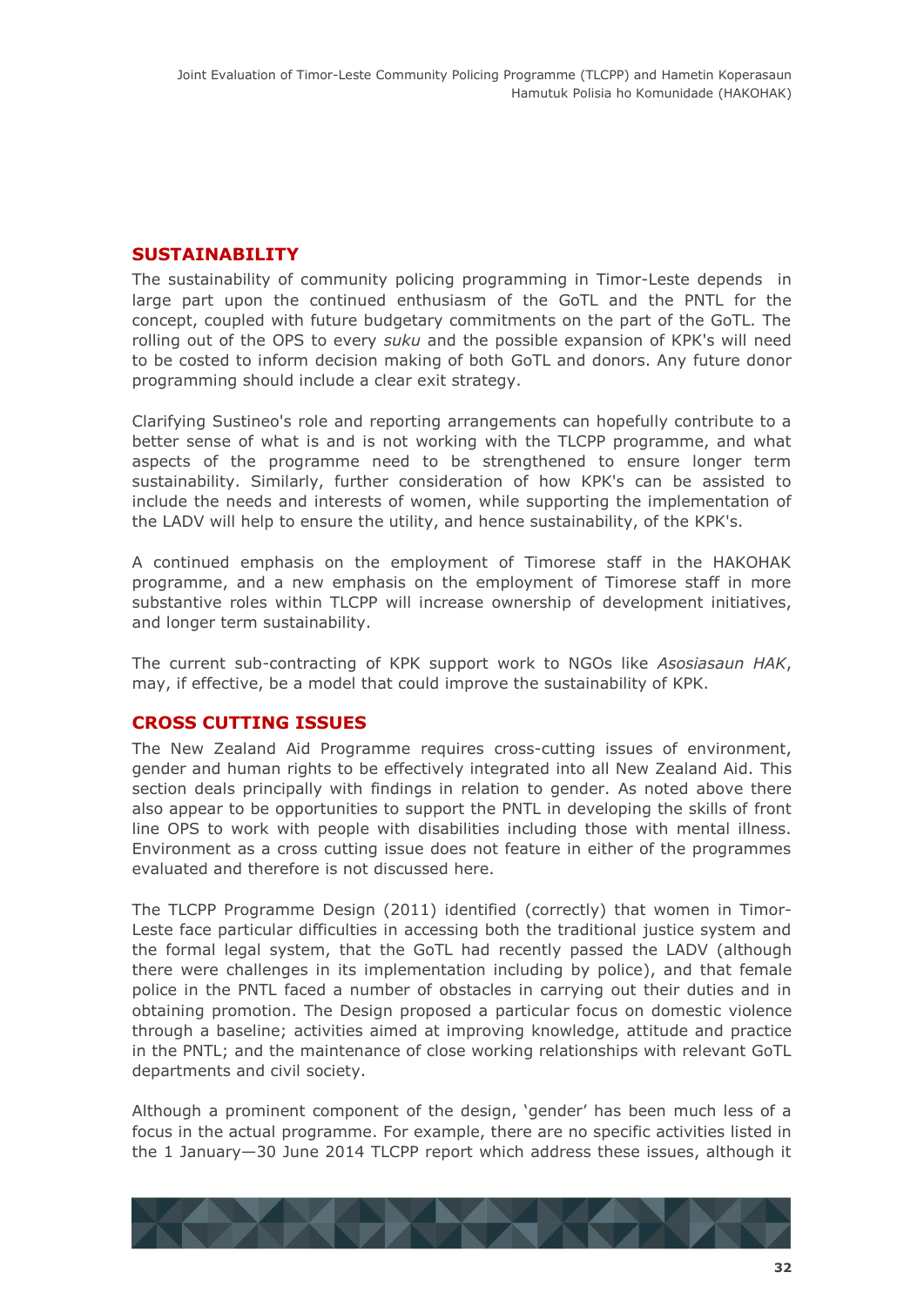## SUSTAINABILITY

The sustainability of community policing programming in Timor-Leste depends in large part upon the continued enthusiasm of the GoTL and the PNTL for the concept, coupled with future budgetary commitments on the part of the GoTL. The rolling out of the OPS to every *suku* and the possible expansion of KPK's will need to be costed to inform decision making of both GoTL and donors. Any future donor programming should include a clear exit strategy.

Clarifying Sustineo's role and reporting arrangements can hopefully contribute to a better sense of what is and is not working with the TLCPP programme, and what aspects of the programme need to be strengthened to ensure longer term sustainability. Similarly, further consideration of how KPK's can be assisted to include the needs and interests of women, while supporting the implementation of the LADV will help to ensure the utility, and hence sustainability, of the KPK's.

A continued emphasis on the employment of Timorese staff in the HAKOHAK programme, and a new emphasis on the employment of Timorese staff in more substantive roles within TLCPP will increase ownership of development initiatives, and longer term sustainability.

The current sub-contracting of KPK support work to NGOs like *Asosiasaun HAK*, may, if effective, be a model that could improve the sustainability of KPK.

## CROSS CUTTING ISSUES

The New Zealand Aid Programme requires cross-cutting issues of environment, gender and human rights to be effectively integrated into all New Zealand Aid. This section deals principally with findings in relation to gender. As noted above there also appear to be opportunities to support the PNTL in developing the skills of front line OPS to work with people with disabilities including those with mental illness. Environment as a cross cutting issue does not feature in either of the programmes evaluated and therefore is not discussed here.

The TLCPP Programme Design (2011) identified (correctly) that women in Timor-Leste face particular difficulties in accessing both the traditional justice system and the formal legal system, that the GoTL had recently passed the LADV (although there were challenges in its implementation including by police), and that female police in the PNTL faced a number of obstacles in carrying out their duties and in obtaining promotion. The Design proposed a particular focus on domestic violence through a baseline; activities aimed at improving knowledge, attitude and practice in the PNTL; and the maintenance of close working relationships with relevant GoTL departments and civil society.

Although a prominent component of the design, 'gender' has been much less of a focus in the actual programme. For example, there are no specific activities listed in the 1 January—30 June 2014 TLCPP report which address these issues, although it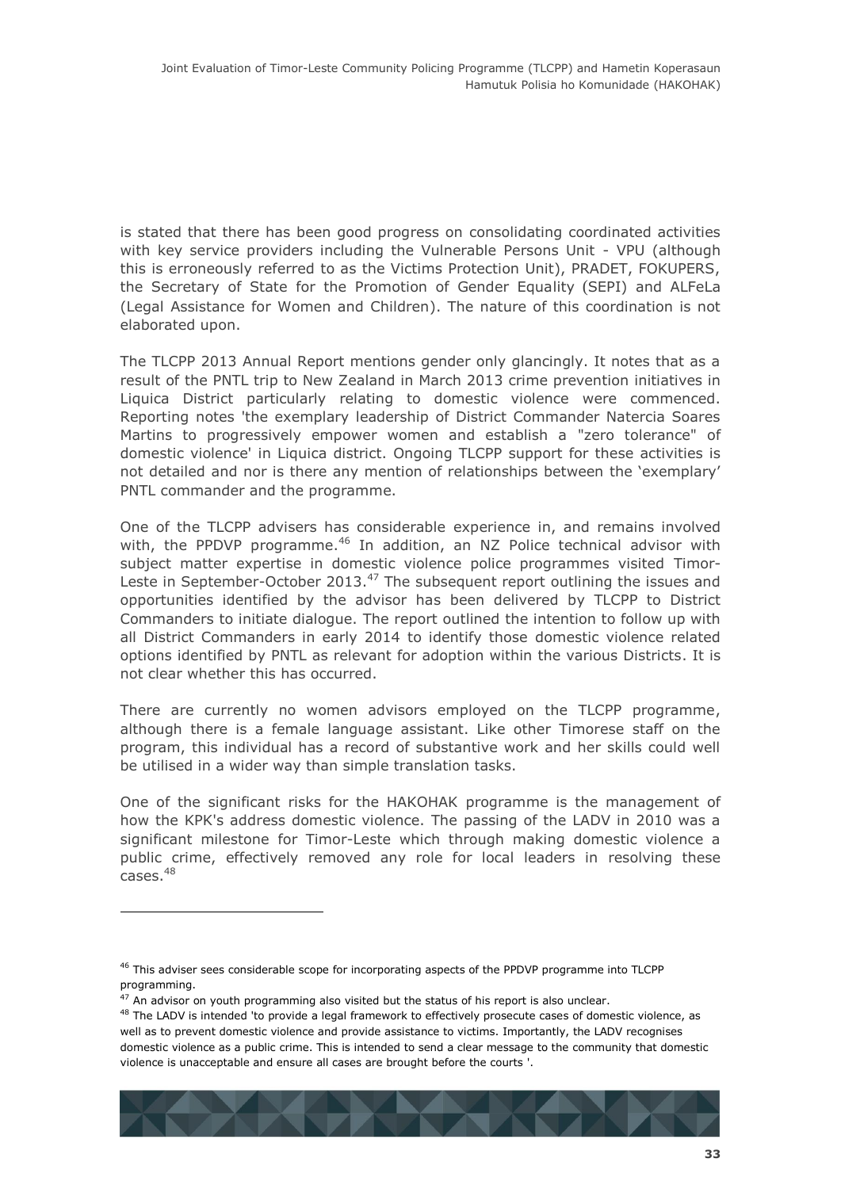is stated that there has been good progress on consolidating coordinated activities with key service providers including the Vulnerable Persons Unit - VPU (although this is erroneously referred to as the Victims Protection Unit), PRADET, FOKUPERS, the Secretary of State for the Promotion of Gender Equality (SEPI) and ALFeLa (Legal Assistance for Women and Children). The nature of this coordination is not elaborated upon.

The TLCPP 2013 Annual Report mentions gender only glancingly. It notes that as a result of the PNTL trip to New Zealand in March 2013 crime prevention initiatives in Liquica District particularly relating to domestic violence were commenced. Reporting notes 'the exemplary leadership of District Commander Natercia Soares Martins to progressively empower women and establish a "zero tolerance" of domestic violence' in Liquica district. Ongoing TLCPP support for these activities is not detailed and nor is there any mention of relationships between the 'exemplary' PNTL commander and the programme.

One of the TLCPP advisers has considerable experience in, and remains involved with, the PPDVP programme.[46] In addition, an NZ Police technical advisor with subject matter expertise in domestic violence police programmes visited Timor-Leste in September-October 2013.[47] The subsequent report outlining the issues and opportunities identified by the advisor has been delivered by TLCPP to District Commanders to initiate dialogue. The report outlined the intention to follow up with all District Commanders in early 2014 to identify those domestic violence related options identified by PNTL as relevant for adoption within the various Districts. It is not clear whether this has occurred.

There are currently no women advisors employed on the TLCPP programme, although there is a female language assistant. Like other Timorese staff on the program, this individual has a record of substantive work and her skills could well be utilised in a wider way than simple translation tasks.

One of the significant risks for the HAKOHAK programme is the management of how the KPK's address domestic violence. The passing of the LADV in 2010 was a significant milestone for Timor-Leste which through making domestic violence a public crime, effectively removed any role for local leaders in resolving these cases.[48]

---

[46] This adviser sees considerable scope for incorporating aspects of the PPDVP programme into TLCPP programming.

[47] An advisor on youth programming also visited but the status of his report is also unclear.

[48] The LADV is intended 'to provide a legal framework to effectively prosecute cases of domestic violence, as well as to prevent domestic violence and provide assistance to victims. Importantly, the LADV recognises domestic violence as a public crime. This is intended to send a clear message to the community that domestic violence is unacceptable and ensure all cases are brought before the courts '.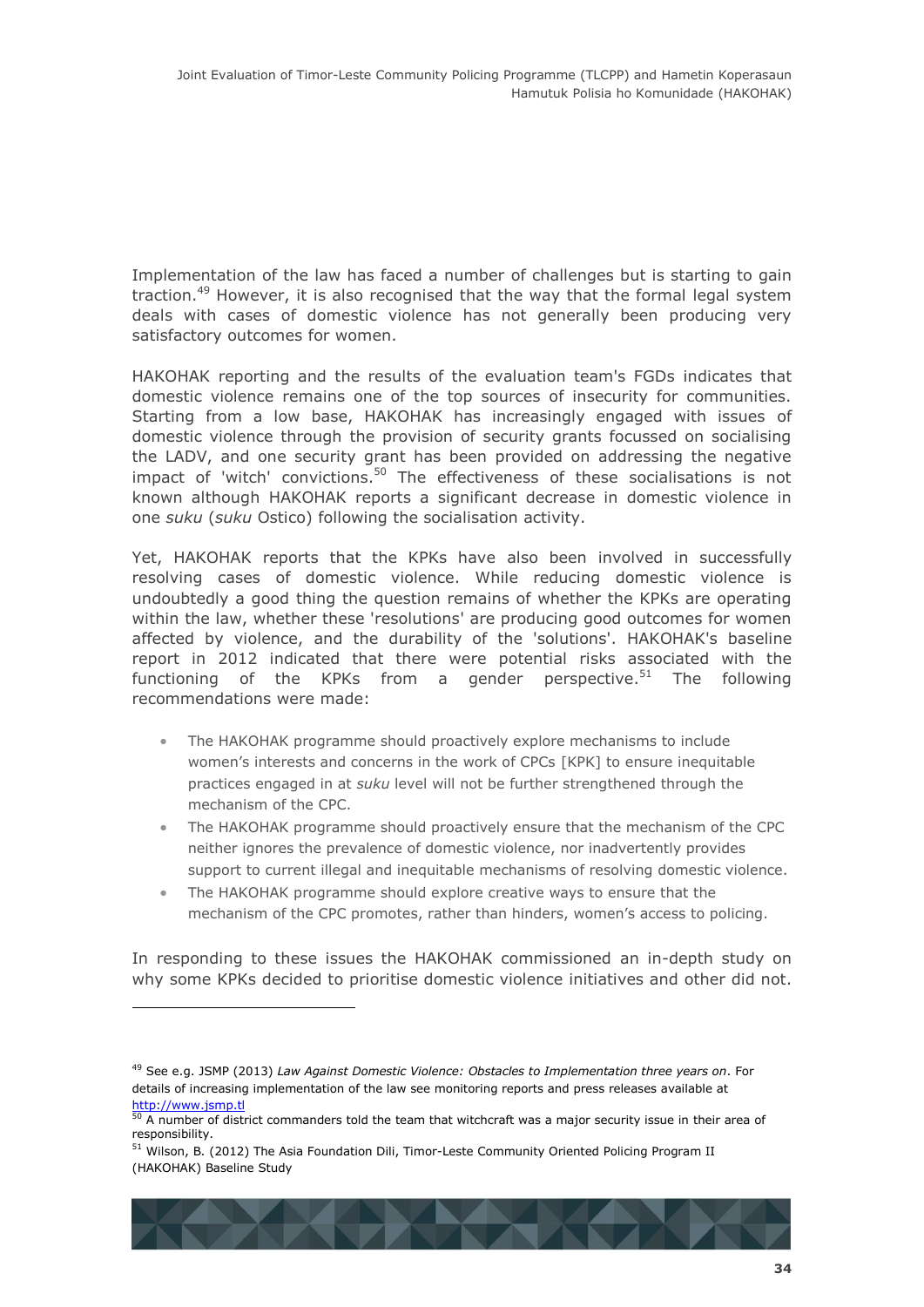Implementation of the law has faced a number of challenges but is starting to gain traction.[49] However, it is also recognised that the way that the formal legal system deals with cases of domestic violence has not generally been producing very satisfactory outcomes for women.

HAKOHAK reporting and the results of the evaluation team's FGDs indicates that domestic violence remains one of the top sources of insecurity for communities. Starting from a low base, HAKOHAK has increasingly engaged with issues of domestic violence through the provision of security grants focussed on socialising the LADV, and one security grant has been provided on addressing the negative impact of 'witch' convictions.[50] The effectiveness of these socialisations is not known although HAKOHAK reports a significant decrease in domestic violence in one *suku* (*suku* Ostico) following the socialisation activity.

Yet, HAKOHAK reports that the KPKs have also been involved in successfully resolving cases of domestic violence. While reducing domestic violence is undoubtedly a good thing the question remains of whether the KPKs are operating within the law, whether these 'resolutions' are producing good outcomes for women affected by violence, and the durability of the 'solutions'. HAKOHAK's baseline report in 2012 indicated that there were potential risks associated with the functioning of the KPKs from a gender perspective.[51] The following recommendations were made:

- The HAKOHAK programme should proactively explore mechanisms to include women's interests and concerns in the work of CPCs [KPK] to ensure inequitable practices engaged in at *suku* level will not be further strengthened through the mechanism of the CPC.
- The HAKOHAK programme should proactively ensure that the mechanism of the CPC neither ignores the prevalence of domestic violence, nor inadvertently provides support to current illegal and inequitable mechanisms of resolving domestic violence.
- The HAKOHAK programme should explore creative ways to ensure that the mechanism of the CPC promotes, rather than hinders, women's access to policing.

In responding to these issues the HAKOHAK commissioned an in-depth study on why some KPKs decided to prioritise domestic violence initiatives and other did not.

---

[49] See e.g. JSMP (2013) *Law Against Domestic Violence: Obstacles to Implementation three years on*. For details of increasing implementation of the law see monitoring reports and press releases available at http://www.jsmp.tl

[50] A number of district commanders told the team that witchcraft was a major security issue in their area of responsibility.

[51] Wilson, B. (2012) The Asia Foundation Dili, Timor-Leste Community Oriented Policing Program II (HAKOHAK) Baseline Study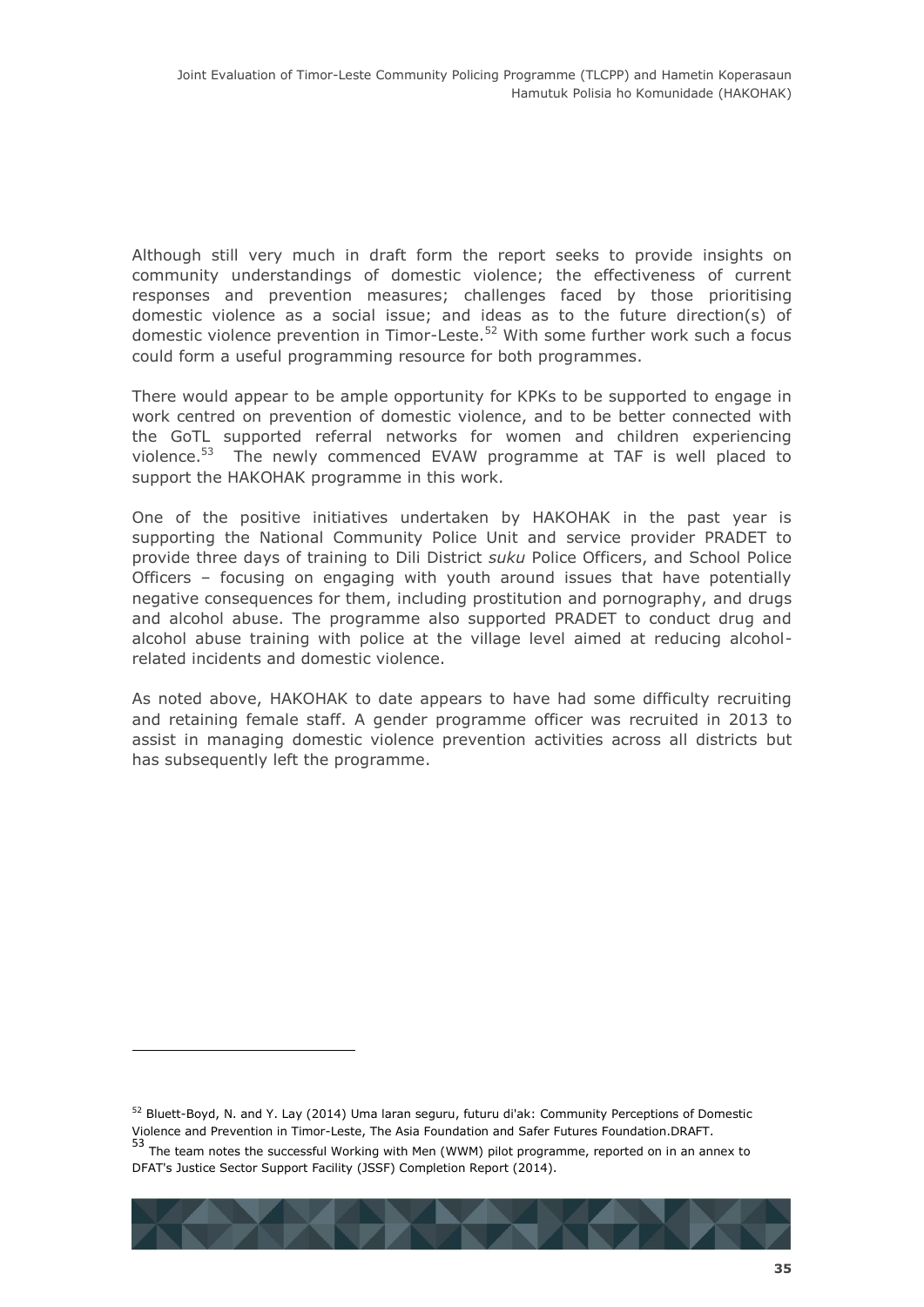Although still very much in draft form the report seeks to provide insights on community understandings of domestic violence; the effectiveness of current responses and prevention measures; challenges faced by those prioritising domestic violence as a social issue; and ideas as to the future direction(s) of domestic violence prevention in Timor-Leste.[52] With some further work such a focus could form a useful programming resource for both programmes.

There would appear to be ample opportunity for KPKs to be supported to engage in work centred on prevention of domestic violence, and to be better connected with the GoTL supported referral networks for women and children experiencing violence.[53] The newly commenced EVAW programme at TAF is well placed to support the HAKOHAK programme in this work.

One of the positive initiatives undertaken by HAKOHAK in the past year is supporting the National Community Police Unit and service provider PRADET to provide three days of training to Dili District *suku* Police Officers, and School Police Officers – focusing on engaging with youth around issues that have potentially negative consequences for them, including prostitution and pornography, and drugs and alcohol abuse. The programme also supported PRADET to conduct drug and alcohol abuse training with police at the village level aimed at reducing alcohol-related incidents and domestic violence.

As noted above, HAKOHAK to date appears to have had some difficulty recruiting and retaining female staff. A gender programme officer was recruited in 2013 to assist in managing domestic violence prevention activities across all districts but has subsequently left the programme.

---

[52] Bluett-Boyd, N. and Y. Lay (2014) Uma laran seguru, futuru di'ak: Community Perceptions of Domestic Violence and Prevention in Timor-Leste, The Asia Foundation and Safer Futures Foundation.DRAFT.

[53] The team notes the successful Working with Men (WWM) pilot programme, reported on in an annex to DFAT's Justice Sector Support Facility (JSSF) Completion Report (2014).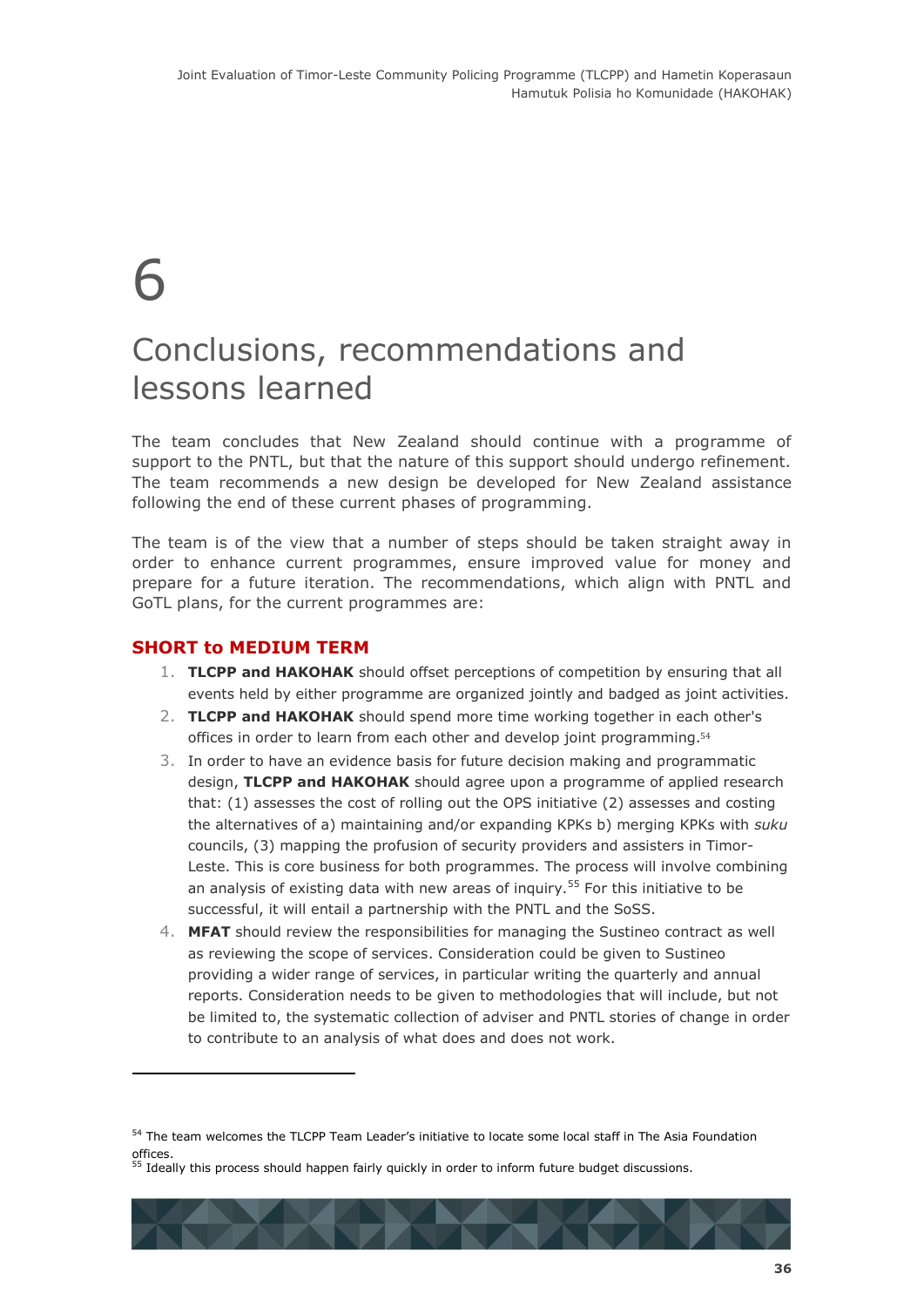# 6

# Conclusions, recommendations and lessons learned

The team concludes that New Zealand should continue with a programme of support to the PNTL, but that the nature of this support should undergo refinement. The team recommends a new design be developed for New Zealand assistance following the end of these current phases of programming.

The team is of the view that a number of steps should be taken straight away in order to enhance current programmes, ensure improved value for money and prepare for a future iteration. The recommendations, which align with PNTL and GoTL plans, for the current programmes are:

### SHORT to MEDIUM TERM

1. **TLCPP and HAKOHAK** should offset perceptions of competition by ensuring that all events held by either programme are organized jointly and badged as joint activities.
2. **TLCPP and HAKOHAK** should spend more time working together in each other's offices in order to learn from each other and develop joint programming.[54]
3. In order to have an evidence basis for future decision making and programmatic design, **TLCPP and HAKOHAK** should agree upon a programme of applied research that: (1) assesses the cost of rolling out the OPS initiative (2) assesses and costing the alternatives of a) maintaining and/or expanding KPKs b) merging KPKs with *suku* councils, (3) mapping the profusion of security providers and assisters in Timor-Leste. This is core business for both programmes. The process will involve combining an analysis of existing data with new areas of inquiry.[55] For this initiative to be successful, it will entail a partnership with the PNTL and the SoSS.
4. **MFAT** should review the responsibilities for managing the Sustineo contract as well as reviewing the scope of services. Consideration could be given to Sustineo providing a wider range of services, in particular writing the quarterly and annual reports. Consideration needs to be given to methodologies that will include, but not be limited to, the systematic collection of adviser and PNTL stories of change in order to contribute to an analysis of what does and does not work.

---

[54] The team welcomes the TLCPP Team Leader's initiative to locate some local staff in The Asia Foundation offices.

[55] Ideally this process should happen fairly quickly in order to inform future budget discussions.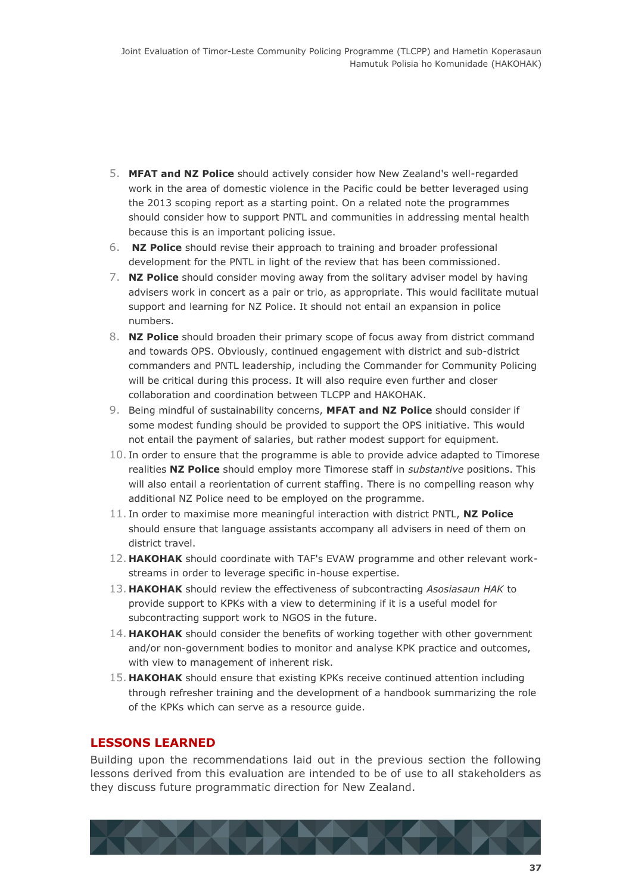5. **MFAT and NZ Police** should actively consider how New Zealand's well-regarded work in the area of domestic violence in the Pacific could be better leveraged using the 2013 scoping report as a starting point. On a related note the programmes should consider how to support PNTL and communities in addressing mental health because this is an important policing issue.
6. **NZ Police** should revise their approach to training and broader professional development for the PNTL in light of the review that has been commissioned.
7. **NZ Police** should consider moving away from the solitary adviser model by having advisers work in concert as a pair or trio, as appropriate. This would facilitate mutual support and learning for NZ Police. It should not entail an expansion in police numbers.
8. **NZ Police** should broaden their primary scope of focus away from district command and towards OPS. Obviously, continued engagement with district and sub-district commanders and PNTL leadership, including the Commander for Community Policing will be critical during this process. It will also require even further and closer collaboration and coordination between TLCPP and HAKOHAK.
9. Being mindful of sustainability concerns, **MFAT and NZ Police** should consider if some modest funding should be provided to support the OPS initiative. This would not entail the payment of salaries, but rather modest support for equipment.
10. In order to ensure that the programme is able to provide advice adapted to Timorese realities **NZ Police** should employ more Timorese staff in *substantive* positions. This will also entail a reorientation of current staffing. There is no compelling reason why additional NZ Police need to be employed on the programme.
11. In order to maximise more meaningful interaction with district PNTL, **NZ Police** should ensure that language assistants accompany all advisers in need of them on district travel.
12. **HAKOHAK** should coordinate with TAF's EVAW programme and other relevant work-streams in order to leverage specific in-house expertise.
13. **HAKOHAK** should review the effectiveness of subcontracting *Asosiasaun HAK* to provide support to KPKs with a view to determining if it is a useful model for subcontracting support work to NGOS in the future.
14. **HAKOHAK** should consider the benefits of working together with other government and/or non-government bodies to monitor and analyse KPK practice and outcomes, with view to management of inherent risk.
15. **HAKOHAK** should ensure that existing KPKs receive continued attention including through refresher training and the development of a handbook summarizing the role of the KPKs which can serve as a resource guide.

## LESSONS LEARNED

Building upon the recommendations laid out in the previous section the following lessons derived from this evaluation are intended to be of use to all stakeholders as they discuss future programmatic direction for New Zealand.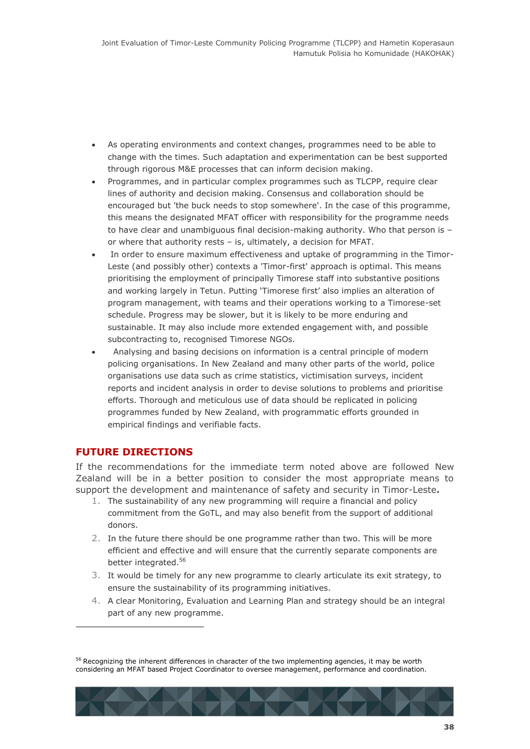- As operating environments and context changes, programmes need to be able to change with the times. Such adaptation and experimentation can be best supported through rigorous M&E processes that can inform decision making.
- Programmes, and in particular complex programmes such as TLCPP, require clear lines of authority and decision making. Consensus and collaboration should be encouraged but 'the buck needs to stop somewhere'. In the case of this programme, this means the designated MFAT officer with responsibility for the programme needs to have clear and unambiguous final decision-making authority. Who that person is – or where that authority rests – is, ultimately, a decision for MFAT.
- In order to ensure maximum effectiveness and uptake of programming in the Timor-Leste (and possibly other) contexts a 'Timor-first' approach is optimal. This means prioritising the employment of principally Timorese staff into substantive positions and working largely in Tetun. Putting 'Timorese first' also implies an alteration of program management, with teams and their operations working to a Timorese-set schedule. Progress may be slower, but it is likely to be more enduring and sustainable. It may also include more extended engagement with, and possible subcontracting to, recognised Timorese NGOs.
- Analysing and basing decisions on information is a central principle of modern policing organisations. In New Zealand and many other parts of the world, police organisations use data such as crime statistics, victimisation surveys, incident reports and incident analysis in order to devise solutions to problems and prioritise efforts. Thorough and meticulous use of data should be replicated in policing programmes funded by New Zealand, with programmatic efforts grounded in empirical findings and verifiable facts.

## FUTURE DIRECTIONS

If the recommendations for the immediate term noted above are followed New Zealand will be in a better position to consider the most appropriate means to support the development and maintenance of safety and security in Timor-Leste**.**

1. The sustainability of any new programming will require a financial and policy commitment from the GoTL, and may also benefit from the support of additional donors.
2. In the future there should be one programme rather than two. This will be more efficient and effective and will ensure that the currently separate components are better integrated.[56]
3. It would be timely for any new programme to clearly articulate its exit strategy, to ensure the sustainability of its programming initiatives.
4. A clear Monitoring, Evaluation and Learning Plan and strategy should be an integral part of any new programme.

---

[56] Recognizing the inherent differences in character of the two implementing agencies, it may be worth considering an MFAT based Project Coordinator to oversee management, performance and coordination.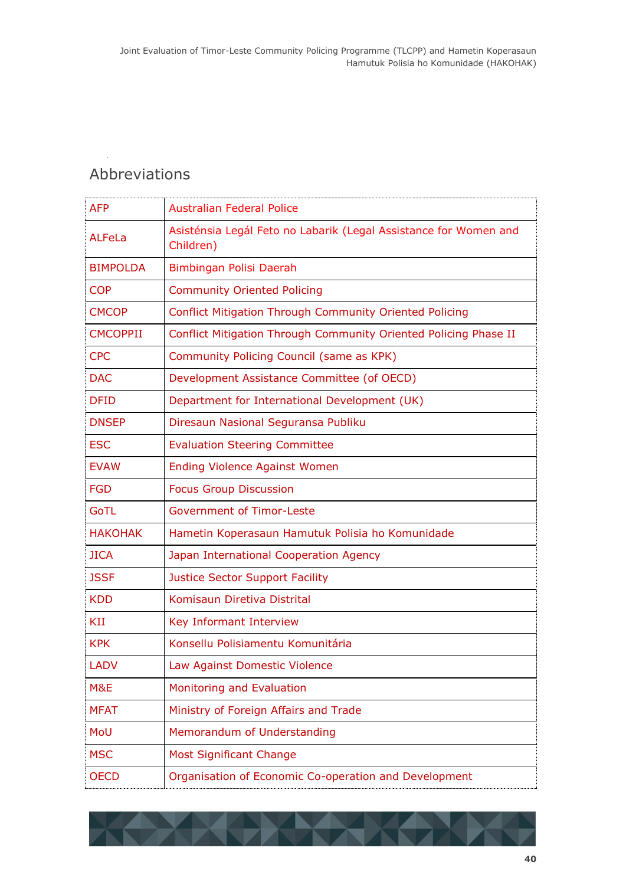## Abbreviations

| | |
|---|---|
| AFP | Australian Federal Police |
| ALFeLa | Asisténsia Legál Feto no Labarik (Legal Assistance for Women and Children) |
| BIMPOLDA | Bimbingan Polisi Daerah |
| COP | Community Oriented Policing |
| CMCOP | Conflict Mitigation Through Community Oriented Policing |
| CMCOPPII | Conflict Mitigation Through Community Oriented Policing Phase II |
| CPC | Community Policing Council (same as KPK) |
| DAC | Development Assistance Committee (of OECD) |
| DFID | Department for International Development (UK) |
| DNSEP | Diresaun Nasional Seguransa Publiku |
| ESC | Evaluation Steering Committee |
| EVAW | Ending Violence Against Women |
| FGD | Focus Group Discussion |
| GoTL | Government of Timor-Leste |
| HAKOHAK | Hametin Koperasaun Hamutuk Polisia ho Komunidade |
| JICA | Japan International Cooperation Agency |
| JSSF | Justice Sector Support Facility |
| KDD | Komisaun Diretiva Distrital |
| KII | Key Informant Interview |
| KPK | Konsellu Polisiamentu Komunitária |
| LADV | Law Against Domestic Violence |
| M&E | Monitoring and Evaluation |
| MFAT | Ministry of Foreign Affairs and Trade |
| MoU | Memorandum of Understanding |
| MSC | Most Significant Change |
| OECD | Organisation of Economic Co-operation and Development |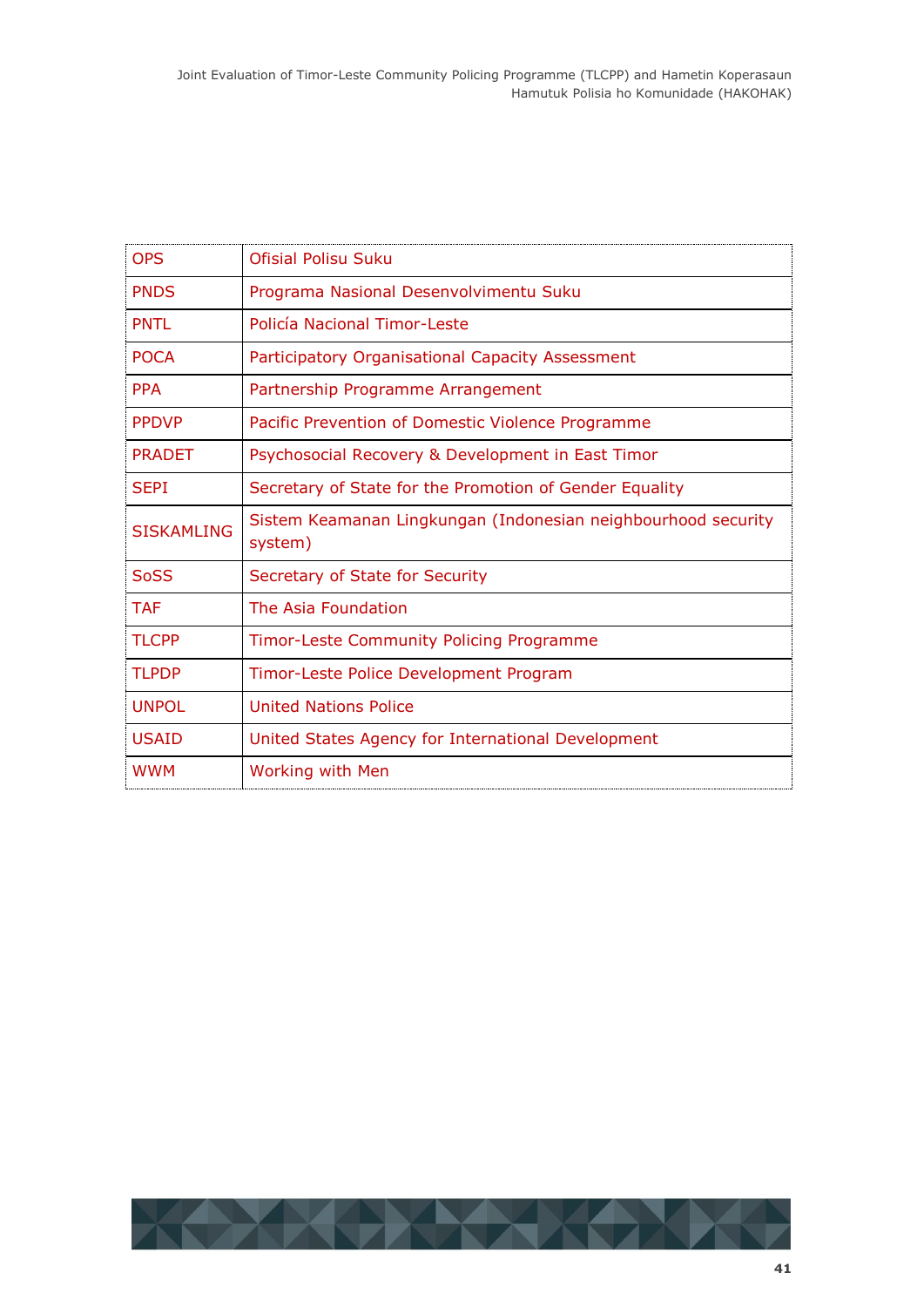| | |
|---|---|
| OPS | Ofisial Polisu Suku |
| PNDS | Programa Nasional Desenvolvimentu Suku |
| PNTL | Policía Nacional Timor-Leste |
| POCA | Participatory Organisational Capacity Assessment |
| PPA | Partnership Programme Arrangement |
| PPDVP | Pacific Prevention of Domestic Violence Programme |
| PRADET | Psychosocial Recovery & Development in East Timor |
| SEPI | Secretary of State for the Promotion of Gender Equality |
| SISKAMLING | Sistem Keamanan Lingkungan (Indonesian neighbourhood security system) |
| SoSS | Secretary of State for Security |
| TAF | The Asia Foundation |
| TLCPP | Timor-Leste Community Policing Programme |
| TLPDP | Timor-Leste Police Development Program |
| UNPOL | United Nations Police |
| USAID | United States Agency for International Development |
| WWM | Working with Men |